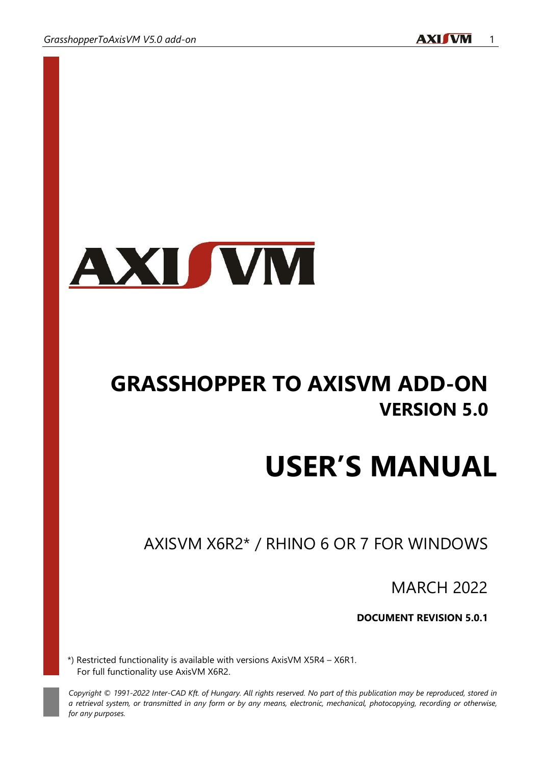AXISVM

# GRASSHOPPER TO AXISVM ADD-ON

## VERSION 5.0

# USER'S MANUAL

AXISVM X6R2* / RHINO 6 OR 7 FOR WINDOWS

MARCH 2022

**DOCUMENT REVISION 5.0.1**

*) Restricted functionality is available with versions AxisVM X5R4 – X6R1.
For full functionality use AxisVM X6R2.

*Copyright © 1991-2022 Inter-CAD Kft. of Hungary. All rights reserved. No part of this publication may be reproduced, stored in a retrieval system, or transmitted in any form or by any means, electronic, mechanical, photocopying, recording or otherwise, for any purposes.*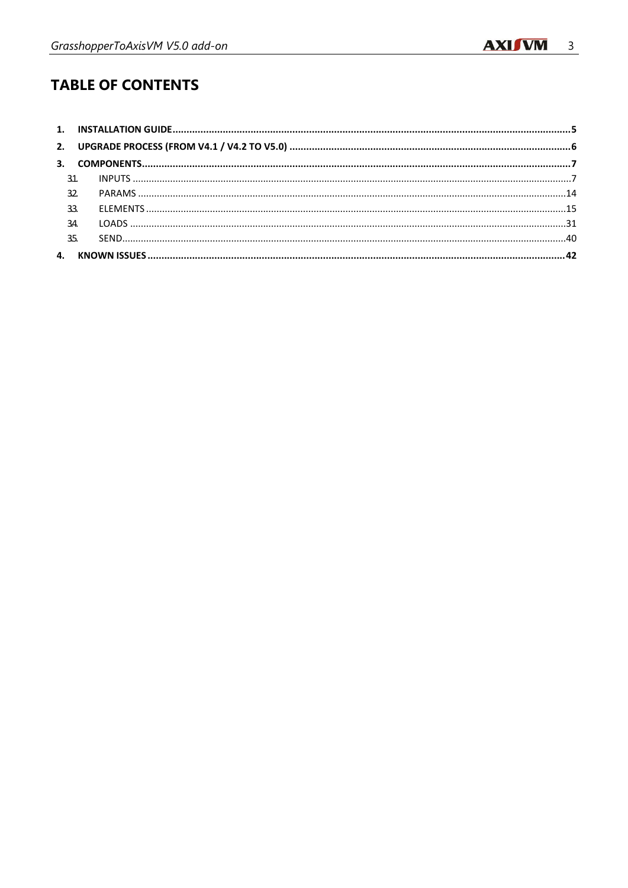# TABLE OF CONTENTS

1. **INSTALLATION GUIDE** .......... **5**
2. **UPGRADE PROCESS (FROM V4.1 / V4.2 TO V5.0)** .......... **6**
3. **COMPONENTS** .......... **7**
   - 3.1. INPUTS .......... 7
   - 3.2. PARAMS .......... 14
   - 3.3. ELEMENTS .......... 15
   - 3.4. LOADS .......... 31
   - 3.5. SEND .......... 40
4. **KNOWN ISSUES** .......... **42**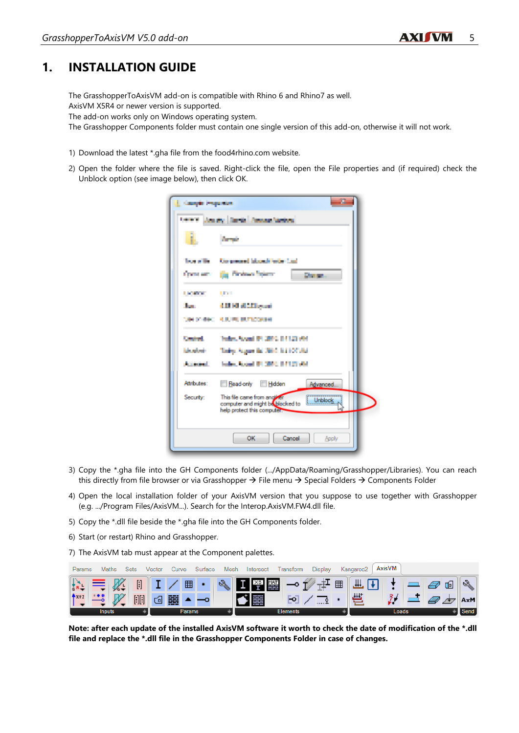# 1. INSTALLATION GUIDE

The GrasshopperToAxisVM add-on is compatible with Rhino 6 and Rhino7 as well.
AxisVM X5R4 or newer version is supported.
The add-on works only on Windows operating system.
The Grasshopper Components folder must contain one single version of this add-on, otherwise it will not work.

1) Download the latest *.gha file from the food4rhino.com website.
2) Open the folder where the file is saved. Right-click the file, open the File properties and (if required) check the Unblock option (see image below), then click OK.
3) Copy the *.gha file into the GH Components folder (.../AppData/Roaming/Grasshopper/Libraries). You can reach this directly from file browser or via Grasshopper → File menu → Special Folders → Components Folder
4) Open the local installation folder of your AxisVM version that you suppose to use together with Grasshopper (e.g. .../Program Files/AxisVM...). Search for the Interop.AxisVM.FW4.dll file.
5) Copy the *.dll file beside the *.gha file into the GH Components folder.
6) Start (or restart) Rhino and Grasshopper.
7) The AxisVM tab must appear at the Component palettes.

**Note: after each update of the installed AxisVM software it worth to check the date of modification of the *.dll file and replace the *.dll file in the Grasshopper Components Folder in case of changes.**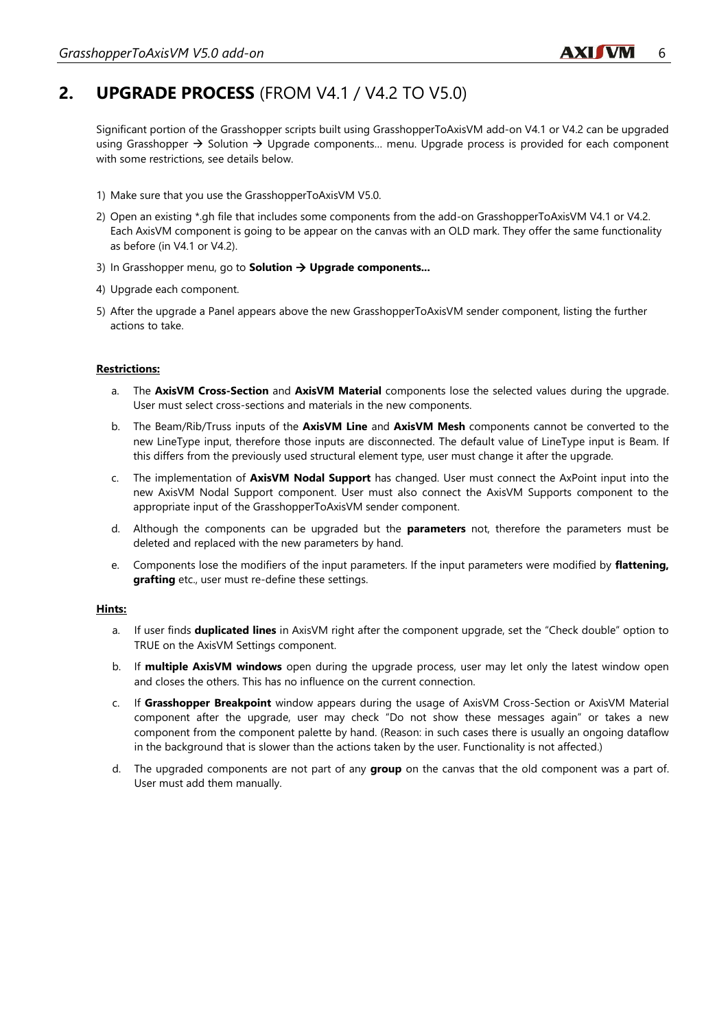# 2. **UPGRADE PROCESS** (FROM V4.1 / V4.2 TO V5.0)

Significant portion of the Grasshopper scripts built using GrasshopperToAxisVM add-on V4.1 or V4.2 can be upgraded using Grasshopper → Solution → Upgrade components… menu. Upgrade process is provided for each component with some restrictions, see details below.

1) Make sure that you use the GrasshopperToAxisVM V5.0.
2) Open an existing *.gh file that includes some components from the add-on GrasshopperToAxisVM V4.1 or V4.2. Each AxisVM component is going to be appear on the canvas with an OLD mark. They offer the same functionality as before (in V4.1 or V4.2).
3) In Grasshopper menu, go to **Solution → Upgrade components…**
4) Upgrade each component.
5) After the upgrade a Panel appears above the new GrasshopperToAxisVM sender component, listing the further actions to take.

**Restrictions:**

a. The **AxisVM Cross-Section** and **AxisVM Material** components lose the selected values during the upgrade. User must select cross-sections and materials in the new components.

b. The Beam/Rib/Truss inputs of the **AxisVM Line** and **AxisVM Mesh** components cannot be converted to the new LineType input, therefore those inputs are disconnected. The default value of LineType input is Beam. If this differs from the previously used structural element type, user must change it after the upgrade.

c. The implementation of **AxisVM Nodal Support** has changed. User must connect the AxPoint input into the new AxisVM Nodal Support component. User must also connect the AxisVM Supports component to the appropriate input of the GrasshopperToAxisVM sender component.

d. Although the components can be upgraded but the **parameters** not, therefore the parameters must be deleted and replaced with the new parameters by hand.

e. Components lose the modifiers of the input parameters. If the input parameters were modified by **flattening, grafting** etc., user must re-define these settings.

**Hints:**

a. If user finds **duplicated lines** in AxisVM right after the component upgrade, set the "Check double" option to TRUE on the AxisVM Settings component.

b. If **multiple AxisVM windows** open during the upgrade process, user may let only the latest window open and closes the others. This has no influence on the current connection.

c. If **Grasshopper Breakpoint** window appears during the usage of AxisVM Cross-Section or AxisVM Material component after the upgrade, user may check "Do not show these messages again" or takes a new component from the component palette by hand. (Reason: in such cases there is usually an ongoing dataflow in the background that is slower than the actions taken by the user. Functionality is not affected.)

d. The upgraded components are not part of any **group** on the canvas that the old component was a part of. User must add them manually.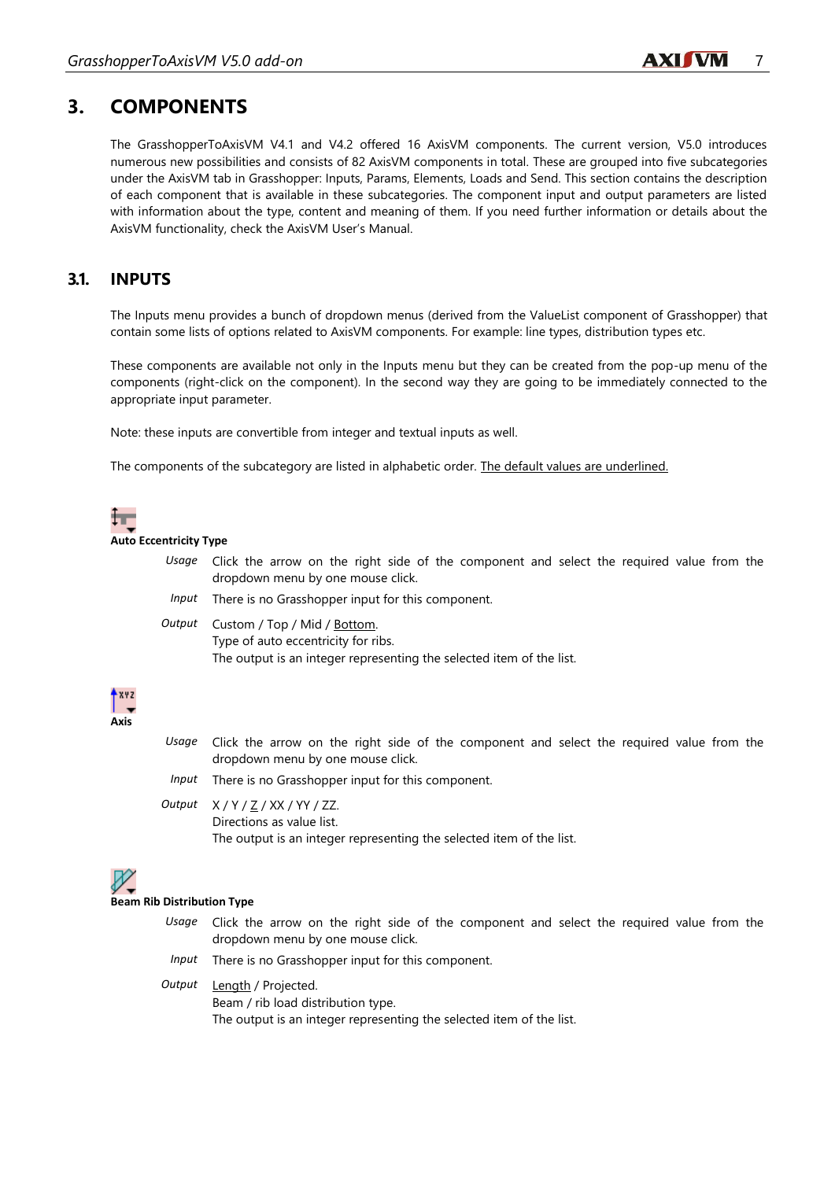# 3. COMPONENTS

The GrasshopperToAxisVM V4.1 and V4.2 offered 16 AxisVM components. The current version, V5.0 introduces numerous new possibilities and consists of 82 AxisVM components in total. These are grouped into five subcategories under the AxisVM tab in Grasshopper: Inputs, Params, Elements, Loads and Send. This section contains the description of each component that is available in these subcategories. The component input and output parameters are listed with information about the type, content and meaning of them. If you need further information or details about the AxisVM functionality, check the AxisVM User's Manual.

## 3.1. INPUTS

The Inputs menu provides a bunch of dropdown menus (derived from the ValueList component of Grasshopper) that contain some lists of options related to AxisVM components. For example: line types, distribution types etc.

These components are available not only in the Inputs menu but they can be created from the pop-up menu of the components (right-click on the component). In the second way they are going to be immediately connected to the appropriate input parameter.

Note: these inputs are convertible from integer and textual inputs as well.

The components of the subcategory are listed in alphabetic order. <u>The default values are underlined.</u>

**Auto Eccentricity Type**

*Usage* Click the arrow on the right side of the component and select the required value from the dropdown menu by one mouse click.

*Input* There is no Grasshopper input for this component.

*Output* Custom / Top / Mid / <u>Bottom</u>.
Type of auto eccentricity for ribs.
The output is an integer representing the selected item of the list.

**Axis**

*Usage* Click the arrow on the right side of the component and select the required value from the dropdown menu by one mouse click.

*Input* There is no Grasshopper input for this component.

*Output* X / Y / <u>Z</u> / XX / YY / ZZ.
Directions as value list.
The output is an integer representing the selected item of the list.

**Beam Rib Distribution Type**

*Usage* Click the arrow on the right side of the component and select the required value from the dropdown menu by one mouse click.

*Input* There is no Grasshopper input for this component.

*Output* <u>Length</u> / Projected.
Beam / rib load distribution type.
The output is an integer representing the selected item of the list.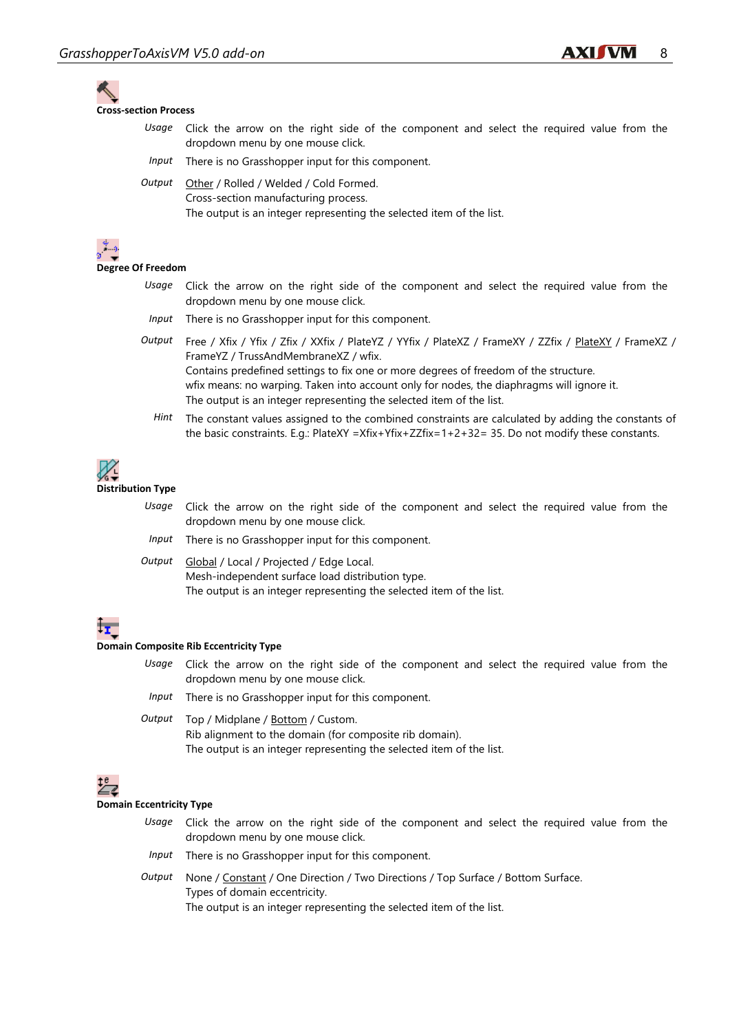**Cross-section Process**

*Usage* Click the arrow on the right side of the component and select the required value from the dropdown menu by one mouse click.

*Input* There is no Grasshopper input for this component.

*Output* <u>Other</u> / Rolled / Welded / Cold Formed.
Cross-section manufacturing process.
The output is an integer representing the selected item of the list.

**Degree Of Freedom**

*Usage* Click the arrow on the right side of the component and select the required value from the dropdown menu by one mouse click.

*Input* There is no Grasshopper input for this component.

*Output* Free / Xfix / Yfix / Zfix / XXfix / PlateYZ / YYfix / PlateXZ / FrameXY / ZZfix / <u>PlateXY</u> / FrameXZ / FrameYZ / TrussAndMembraneXZ / wfix.
Contains predefined settings to fix one or more degrees of freedom of the structure.
wfix means: no warping. Taken into account only for nodes, the diaphragms will ignore it.
The output is an integer representing the selected item of the list.

*Hint* The constant values assigned to the combined constraints are calculated by adding the constants of the basic constraints. E.g.: PlateXY =Xfix+Yfix+ZZfix=1+2+32= 35. Do not modify these constants.

**Distribution Type**

*Usage* Click the arrow on the right side of the component and select the required value from the dropdown menu by one mouse click.

*Input* There is no Grasshopper input for this component.

*Output* <u>Global</u> / Local / Projected / Edge Local.
Mesh-independent surface load distribution type.
The output is an integer representing the selected item of the list.

**Domain Composite Rib Eccentricity Type**

*Usage* Click the arrow on the right side of the component and select the required value from the dropdown menu by one mouse click.

*Input* There is no Grasshopper input for this component.

*Output* Top / Midplane / <u>Bottom</u> / Custom.
Rib alignment to the domain (for composite rib domain).
The output is an integer representing the selected item of the list.

**Domain Eccentricity Type**

*Usage* Click the arrow on the right side of the component and select the required value from the dropdown menu by one mouse click.

*Input* There is no Grasshopper input for this component.

*Output* None / <u>Constant</u> / One Direction / Two Directions / Top Surface / Bottom Surface.
Types of domain eccentricity.
The output is an integer representing the selected item of the list.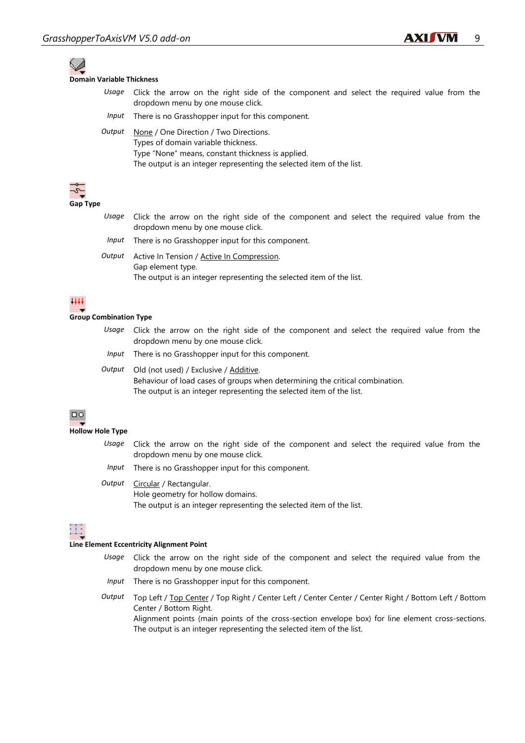**Domain Variable Thickness**

*Usage* Click the arrow on the right side of the component and select the required value from the dropdown menu by one mouse click.

*Input* There is no Grasshopper input for this component.

*Output* <u>None</u> / One Direction / Two Directions.
Types of domain variable thickness.
Type "None" means, constant thickness is applied.
The output is an integer representing the selected item of the list.

**Gap Type**

*Usage* Click the arrow on the right side of the component and select the required value from the dropdown menu by one mouse click.

*Input* There is no Grasshopper input for this component.

*Output* Active In Tension / <u>Active In Compression</u>.
Gap element type.
The output is an integer representing the selected item of the list.

**Group Combination Type**

*Usage* Click the arrow on the right side of the component and select the required value from the dropdown menu by one mouse click.

*Input* There is no Grasshopper input for this component.

*Output* Old (not used) / Exclusive / <u>Additive</u>.
Behaviour of load cases of groups when determining the critical combination.
The output is an integer representing the selected item of the list.

**Hollow Hole Type**

*Usage* Click the arrow on the right side of the component and select the required value from the dropdown menu by one mouse click.

*Input* There is no Grasshopper input for this component.

*Output* <u>Circular</u> / Rectangular.
Hole geometry for hollow domains.
The output is an integer representing the selected item of the list.

**Line Element Eccentricity Alignment Point**

*Usage* Click the arrow on the right side of the component and select the required value from the dropdown menu by one mouse click.

*Input* There is no Grasshopper input for this component.

*Output* Top Left / <u>Top Center</u> / Top Right / Center Left / Center Center / Center Right / Bottom Left / Bottom Center / Bottom Right.
Alignment points (main points of the cross-section envelope box) for line element cross-sections. The output is an integer representing the selected item of the list.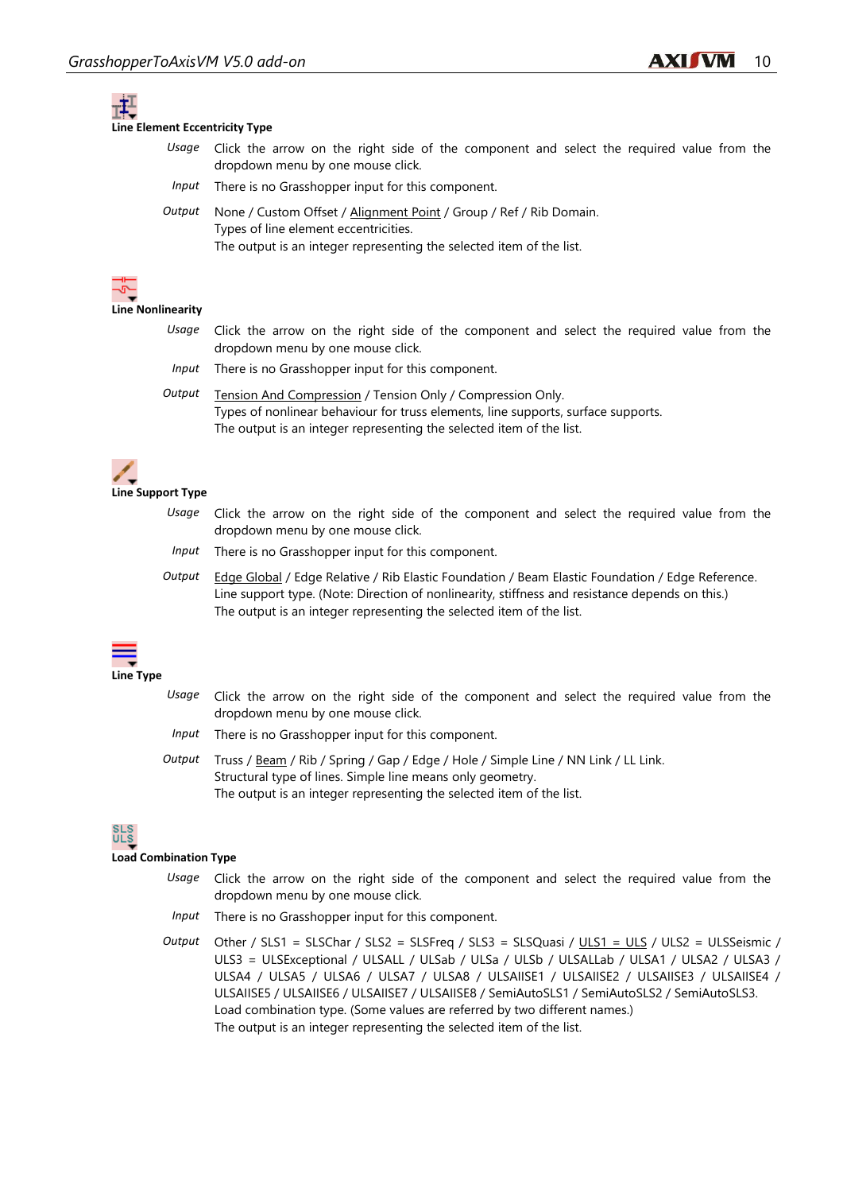**Line Element Eccentricity Type**

*Usage* Click the arrow on the right side of the component and select the required value from the dropdown menu by one mouse click.

*Input* There is no Grasshopper input for this component.

*Output* None / Custom Offset / <u>Alignment Point</u> / Group / Ref / Rib Domain.
Types of line element eccentricities.
The output is an integer representing the selected item of the list.

**Line Nonlinearity**

*Usage* Click the arrow on the right side of the component and select the required value from the dropdown menu by one mouse click.

*Input* There is no Grasshopper input for this component.

*Output* <u>Tension And Compression</u> / Tension Only / Compression Only.
Types of nonlinear behaviour for truss elements, line supports, surface supports.
The output is an integer representing the selected item of the list.

**Line Support Type**

*Usage* Click the arrow on the right side of the component and select the required value from the dropdown menu by one mouse click.

*Input* There is no Grasshopper input for this component.

*Output* <u>Edge Global</u> / Edge Relative / Rib Elastic Foundation / Beam Elastic Foundation / Edge Reference.
Line support type. (Note: Direction of nonlinearity, stiffness and resistance depends on this.)
The output is an integer representing the selected item of the list.

**Line Type**

*Usage* Click the arrow on the right side of the component and select the required value from the dropdown menu by one mouse click.

*Input* There is no Grasshopper input for this component.

*Output* Truss / <u>Beam</u> / Rib / Spring / Gap / Edge / Hole / Simple Line / NN Link / LL Link.
Structural type of lines. Simple line means only geometry.
The output is an integer representing the selected item of the list.

**Load Combination Type**

*Usage* Click the arrow on the right side of the component and select the required value from the dropdown menu by one mouse click.

*Input* There is no Grasshopper input for this component.

*Output* Other / SLS1 = SLSChar / SLS2 = SLSFreq / SLS3 = SLSQuasi / <u>ULS1 = ULS</u> / ULS2 = ULSSeismic / ULS3 = ULSExceptional / ULSALL / ULSab / ULSa / ULSb / ULSALLab / ULSA1 / ULSA2 / ULSA3 / ULSA4 / ULSA5 / ULSA6 / ULSA7 / ULSA8 / ULSAIISE1 / ULSAIISE2 / ULSAIISE3 / ULSAIISE4 / ULSAIISE5 / ULSAIISE6 / ULSAIISE7 / ULSAIISE8 / SemiAutoSLS1 / SemiAutoSLS2 / SemiAutoSLS3.
Load combination type. (Some values are referred by two different names.)
The output is an integer representing the selected item of the list.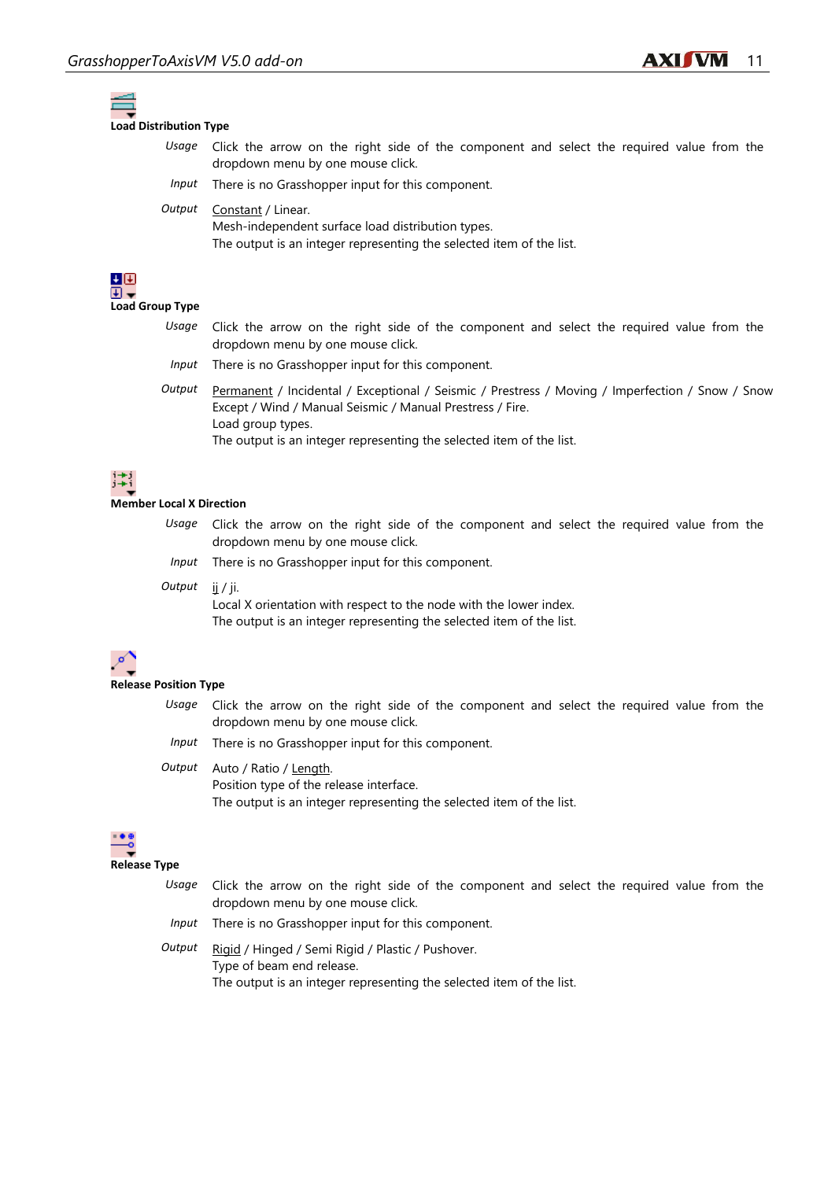**Load Distribution Type**

*Usage* Click the arrow on the right side of the component and select the required value from the dropdown menu by one mouse click.

*Input* There is no Grasshopper input for this component.

*Output* <u>Constant</u> / Linear.
Mesh-independent surface load distribution types.
The output is an integer representing the selected item of the list.

**Load Group Type**

*Usage* Click the arrow on the right side of the component and select the required value from the dropdown menu by one mouse click.

*Input* There is no Grasshopper input for this component.

*Output* <u>Permanent</u> / Incidental / Exceptional / Seismic / Prestress / Moving / Imperfection / Snow / Snow Except / Wind / Manual Seismic / Manual Prestress / Fire.
Load group types.
The output is an integer representing the selected item of the list.

**Member Local X Direction**

*Usage* Click the arrow on the right side of the component and select the required value from the dropdown menu by one mouse click.

*Input* There is no Grasshopper input for this component.

*Output* <u>ij</u> / ji.
Local X orientation with respect to the node with the lower index.
The output is an integer representing the selected item of the list.

**Release Position Type**

*Usage* Click the arrow on the right side of the component and select the required value from the dropdown menu by one mouse click.

*Input* There is no Grasshopper input for this component.

*Output* Auto / Ratio / <u>Length</u>.
Position type of the release interface.
The output is an integer representing the selected item of the list.

**Release Type**

*Usage* Click the arrow on the right side of the component and select the required value from the dropdown menu by one mouse click.

*Input* There is no Grasshopper input for this component.

*Output* <u>Rigid</u> / Hinged / Semi Rigid / Plastic / Pushover.
Type of beam end release.
The output is an integer representing the selected item of the list.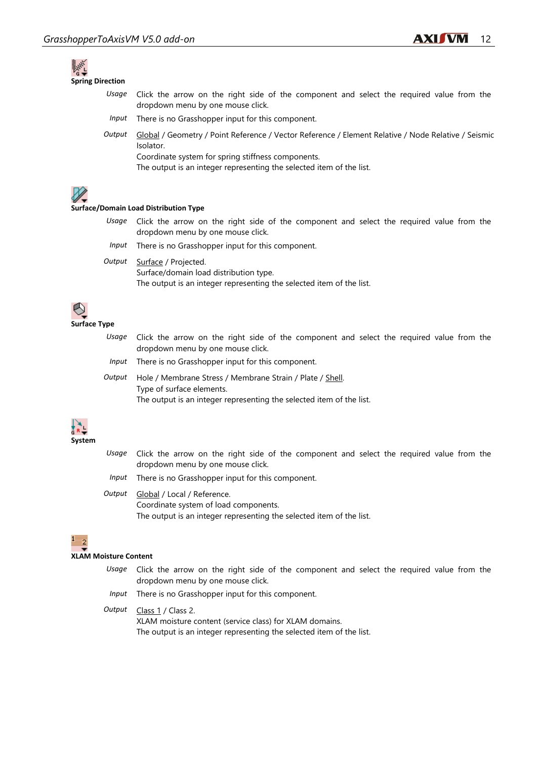**Spring Direction**

*Usage* Click the arrow on the right side of the component and select the required value from the dropdown menu by one mouse click.

*Input* There is no Grasshopper input for this component.

*Output* Global / Geometry / Point Reference / Vector Reference / Element Relative / Node Relative / Seismic Isolator.
Coordinate system for spring stiffness components.
The output is an integer representing the selected item of the list.

**Surface/Domain Load Distribution Type**

*Usage* Click the arrow on the right side of the component and select the required value from the dropdown menu by one mouse click.

*Input* There is no Grasshopper input for this component.

*Output* Surface / Projected.
Surface/domain load distribution type.
The output is an integer representing the selected item of the list.

**Surface Type**

*Usage* Click the arrow on the right side of the component and select the required value from the dropdown menu by one mouse click.

*Input* There is no Grasshopper input for this component.

*Output* Hole / Membrane Stress / Membrane Strain / Plate / Shell.
Type of surface elements.
The output is an integer representing the selected item of the list.

**System**

*Usage* Click the arrow on the right side of the component and select the required value from the dropdown menu by one mouse click.

*Input* There is no Grasshopper input for this component.

*Output* Global / Local / Reference.
Coordinate system of load components.
The output is an integer representing the selected item of the list.

**XLAM Moisture Content**

*Usage* Click the arrow on the right side of the component and select the required value from the dropdown menu by one mouse click.

*Input* There is no Grasshopper input for this component.

*Output* Class 1 / Class 2.
XLAM moisture content (service class) for XLAM domains.
The output is an integer representing the selected item of the list.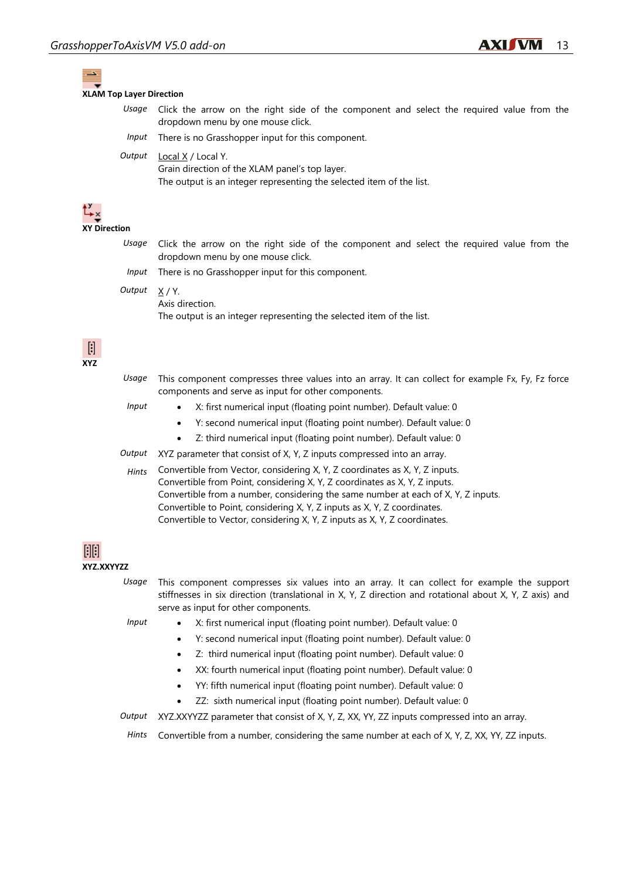**XLAM Top Layer Direction**

*Usage* Click the arrow on the right side of the component and select the required value from the dropdown menu by one mouse click.

*Input* There is no Grasshopper input for this component.

*Output* Local X / Local Y.
Grain direction of the XLAM panel's top layer.
The output is an integer representing the selected item of the list.

**XY Direction**

*Usage* Click the arrow on the right side of the component and select the required value from the dropdown menu by one mouse click.

*Input* There is no Grasshopper input for this component.

*Output* X / Y.
Axis direction.
The output is an integer representing the selected item of the list.

**XYZ**

*Usage* This component compresses three values into an array. It can collect for example Fx, Fy, Fz force components and serve as input for other components.

*Input*

- X: first numerical input (floating point number). Default value: 0
- Y: second numerical input (floating point number). Default value: 0
- Z: third numerical input (floating point number). Default value: 0

*Output* XYZ parameter that consist of X, Y, Z inputs compressed into an array.

*Hints* Convertible from Vector, considering X, Y, Z coordinates as X, Y, Z inputs.
Convertible from Point, considering X, Y, Z coordinates as X, Y, Z inputs.
Convertible from a number, considering the same number at each of X, Y, Z inputs.
Convertible to Point, considering X, Y, Z inputs as X, Y, Z coordinates.
Convertible to Vector, considering X, Y, Z inputs as X, Y, Z coordinates.

**XYZ.XXYYZZ**

*Usage* This component compresses six values into an array. It can collect for example the support stiffnesses in six direction (translational in X, Y, Z direction and rotational about X, Y, Z axis) and serve as input for other components.

*Input*

- X: first numerical input (floating point number). Default value: 0
- Y: second numerical input (floating point number). Default value: 0
- Z: third numerical input (floating point number). Default value: 0
- XX: fourth numerical input (floating point number). Default value: 0
- YY: fifth numerical input (floating point number). Default value: 0
- ZZ: sixth numerical input (floating point number). Default value: 0

*Output* XYZ.XXYYZZ parameter that consist of X, Y, Z, XX, YY, ZZ inputs compressed into an array.

*Hints* Convertible from a number, considering the same number at each of X, Y, Z, XX, YY, ZZ inputs.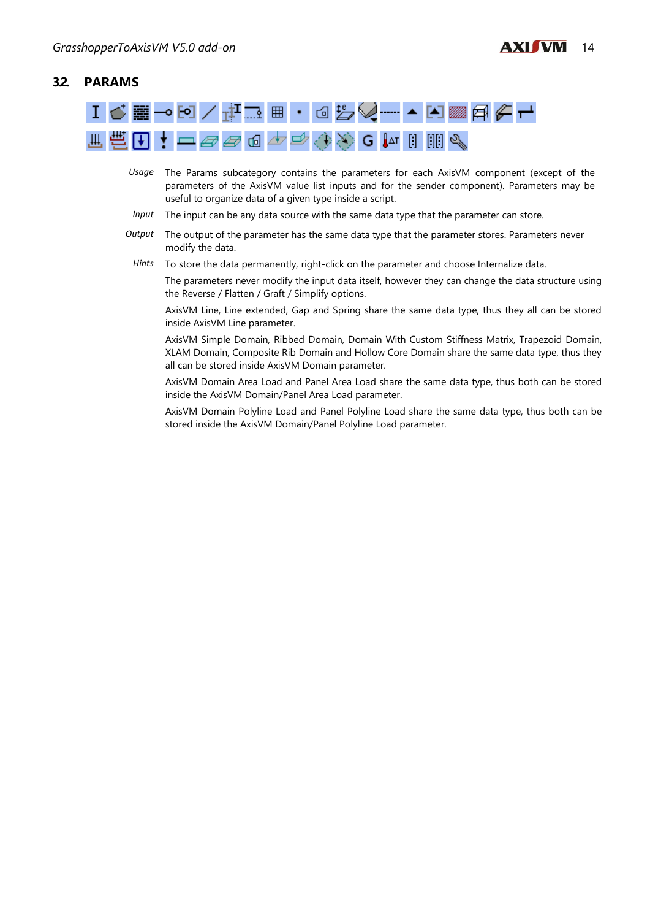## 3.2. PARAMS

*Usage* The Params subcategory contains the parameters for each AxisVM component (except of the parameters of the AxisVM value list inputs and for the sender component). Parameters may be useful to organize data of a given type inside a script.

*Input* The input can be any data source with the same data type that the parameter can store.

*Output* The output of the parameter has the same data type that the parameter stores. Parameters never modify the data.

*Hints* To store the data permanently, right-click on the parameter and choose Internalize data.

The parameters never modify the input data itself, however they can change the data structure using the Reverse / Flatten / Graft / Simplify options.

AxisVM Line, Line extended, Gap and Spring share the same data type, thus they all can be stored inside AxisVM Line parameter.

AxisVM Simple Domain, Ribbed Domain, Domain With Custom Stiffness Matrix, Trapezoid Domain, XLAM Domain, Composite Rib Domain and Hollow Core Domain share the same data type, thus they all can be stored inside AxisVM Domain parameter.

AxisVM Domain Area Load and Panel Area Load share the same data type, thus both can be stored inside the AxisVM Domain/Panel Area Load parameter.

AxisVM Domain Polyline Load and Panel Polyline Load share the same data type, thus both can be stored inside the AxisVM Domain/Panel Polyline Load parameter.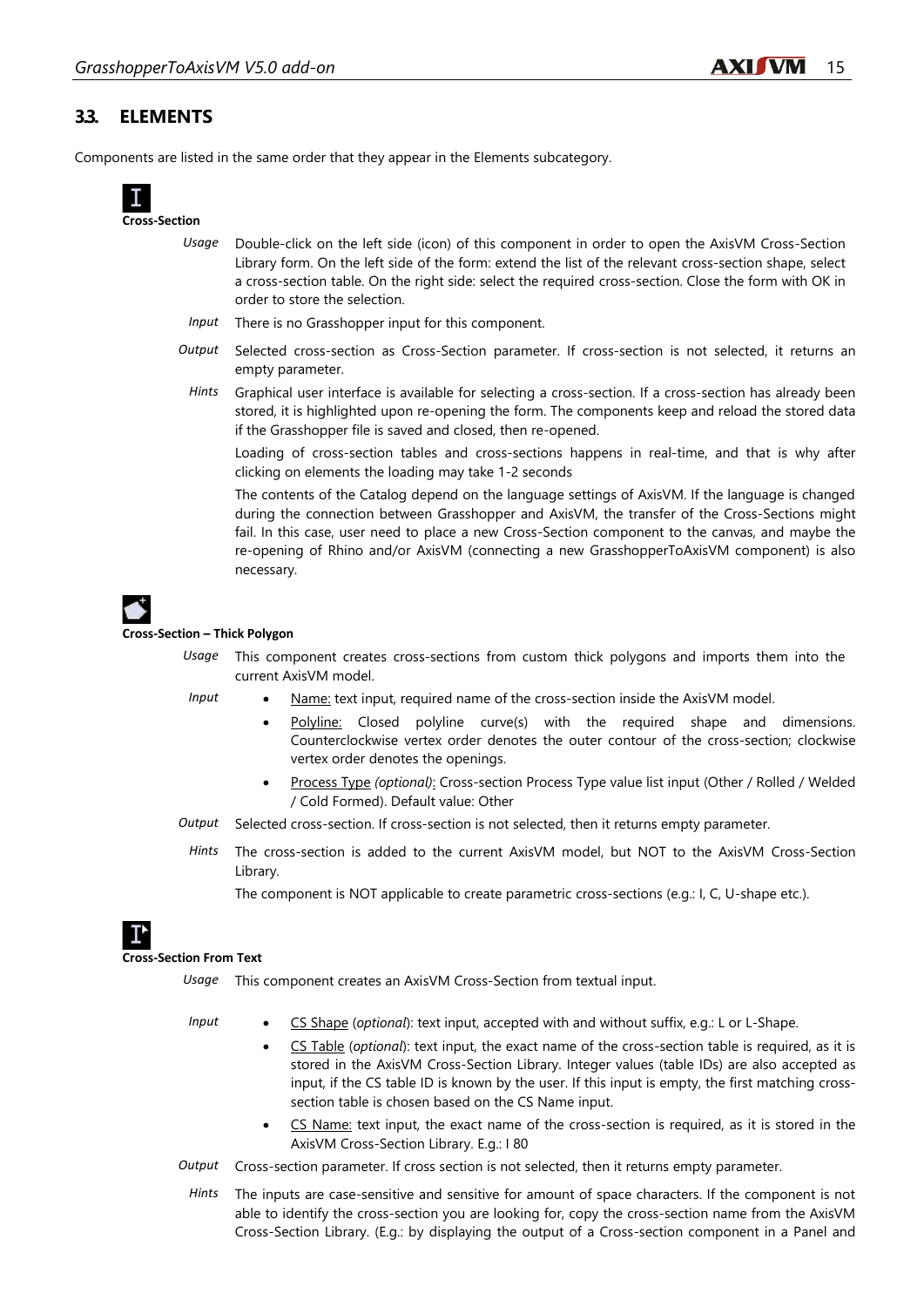## 3.3. ELEMENTS

Components are listed in the same order that they appear in the Elements subcategory.

**Cross-Section**

*Usage* Double-click on the left side (icon) of this component in order to open the AxisVM Cross-Section Library form. On the left side of the form: extend the list of the relevant cross-section shape, select a cross-section table. On the right side: select the required cross-section. Close the form with OK in order to store the selection.

*Input* There is no Grasshopper input for this component.

*Output* Selected cross-section as Cross-Section parameter. If cross-section is not selected, it returns an empty parameter.

*Hints* Graphical user interface is available for selecting a cross-section. If a cross-section has already been stored, it is highlighted upon re-opening the form. The components keep and reload the stored data if the Grasshopper file is saved and closed, then re-opened.

Loading of cross-section tables and cross-sections happens in real-time, and that is why after clicking on elements the loading may take 1-2 seconds

The contents of the Catalog depend on the language settings of AxisVM. If the language is changed during the connection between Grasshopper and AxisVM, the transfer of the Cross-Sections might fail. In this case, user need to place a new Cross-Section component to the canvas, and maybe the re-opening of Rhino and/or AxisVM (connecting a new GrasshopperToAxisVM component) is also necessary.

**Cross-Section – Thick Polygon**

*Usage* This component creates cross-sections from custom thick polygons and imports them into the current AxisVM model.

*Input*

- Name: text input, required name of the cross-section inside the AxisVM model.
- Polyline: Closed polyline curve(s) with the required shape and dimensions. Counterclockwise vertex order denotes the outer contour of the cross-section; clockwise vertex order denotes the openings.
- Process Type *(optional)*: Cross-section Process Type value list input (Other / Rolled / Welded / Cold Formed). Default value: Other

*Output* Selected cross-section. If cross-section is not selected, then it returns empty parameter.

*Hints* The cross-section is added to the current AxisVM model, but NOT to the AxisVM Cross-Section Library.

The component is NOT applicable to create parametric cross-sections (e.g.: I, C, U-shape etc.).

**Cross-Section From Text**

*Usage* This component creates an AxisVM Cross-Section from textual input.

*Input*

- CS Shape (*optional*): text input, accepted with and without suffix, e.g.: L or L-Shape.
- CS Table (*optional*): text input, the exact name of the cross-section table is required, as it is stored in the AxisVM Cross-Section Library. Integer values (table IDs) are also accepted as input, if the CS table ID is known by the user. If this input is empty, the first matching cross-section table is chosen based on the CS Name input.
- CS Name: text input, the exact name of the cross-section is required, as it is stored in the AxisVM Cross-Section Library. E.g.: I 80

*Output* Cross-section parameter. If cross section is not selected, then it returns empty parameter.

*Hints* The inputs are case-sensitive and sensitive for amount of space characters. If the component is not able to identify the cross-section you are looking for, copy the cross-section name from the AxisVM Cross-Section Library. (E.g.: by displaying the output of a Cross-section component in a Panel and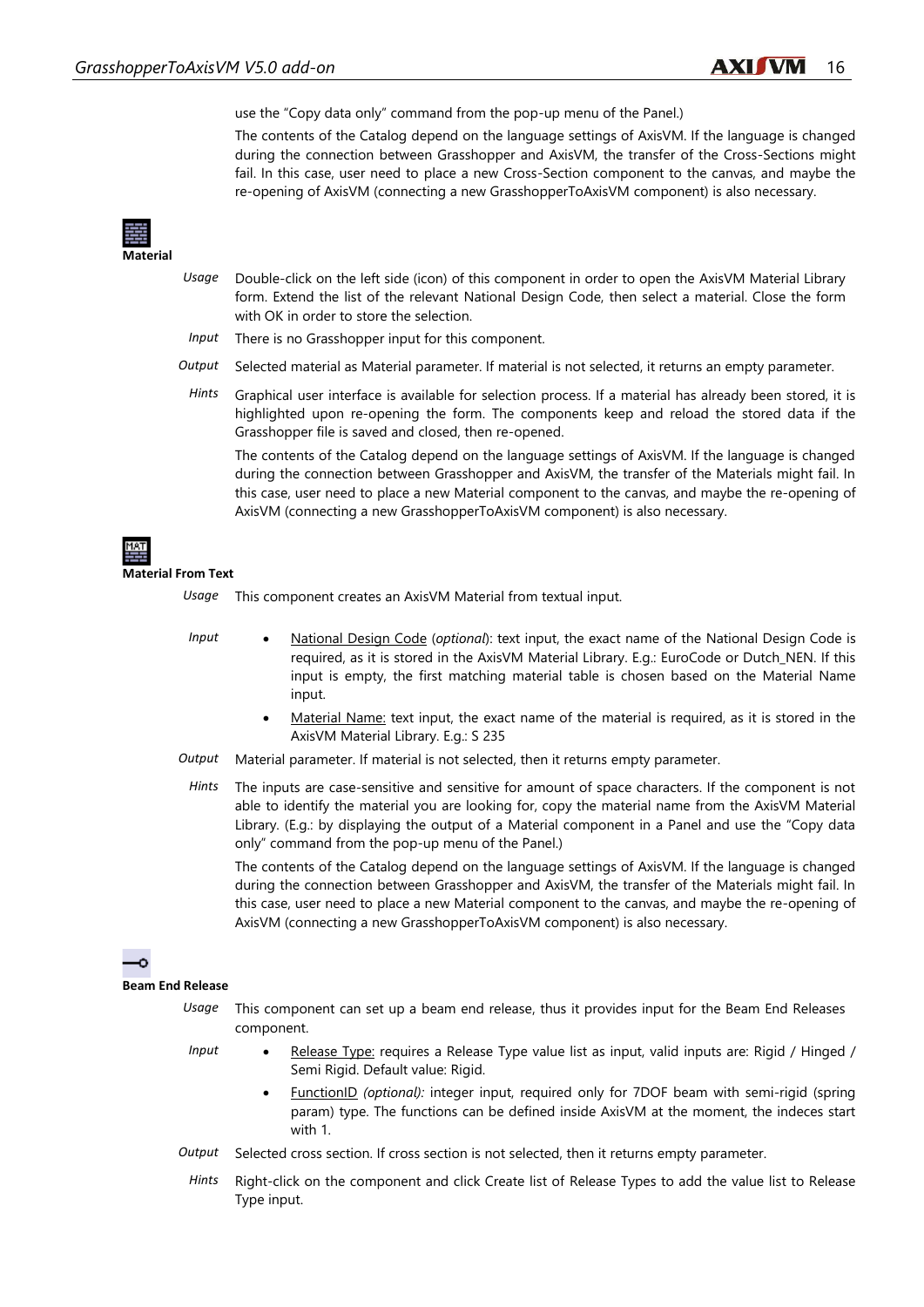use the “Copy data only” command from the pop-up menu of the Panel.)

The contents of the Catalog depend on the language settings of AxisVM. If the language is changed during the connection between Grasshopper and AxisVM, the transfer of the Cross-Sections might fail. In this case, user need to place a new Cross-Section component to the canvas, and maybe the re-opening of AxisVM (connecting a new GrasshopperToAxisVM component) is also necessary.

**Material**

*Usage* Double-click on the left side (icon) of this component in order to open the AxisVM Material Library form. Extend the list of the relevant National Design Code, then select a material. Close the form with OK in order to store the selection.

*Input* There is no Grasshopper input for this component.

*Output* Selected material as Material parameter. If material is not selected, it returns an empty parameter.

*Hints* Graphical user interface is available for selection process. If a material has already been stored, it is highlighted upon re-opening the form. The components keep and reload the stored data if the Grasshopper file is saved and closed, then re-opened.

The contents of the Catalog depend on the language settings of AxisVM. If the language is changed during the connection between Grasshopper and AxisVM, the transfer of the Materials might fail. In this case, user need to place a new Material component to the canvas, and maybe the re-opening of AxisVM (connecting a new GrasshopperToAxisVM component) is also necessary.

**Material From Text**

*Usage* This component creates an AxisVM Material from textual input.

*Input*

- National Design Code (*optional*): text input, the exact name of the National Design Code is required, as it is stored in the AxisVM Material Library. E.g.: EuroCode or Dutch_NEN. If this input is empty, the first matching material table is chosen based on the Material Name input.
- Material Name: text input, the exact name of the material is required, as it is stored in the AxisVM Material Library. E.g.: S 235

*Output* Material parameter. If material is not selected, then it returns empty parameter.

*Hints* The inputs are case-sensitive and sensitive for amount of space characters. If the component is not able to identify the material you are looking for, copy the material name from the AxisVM Material Library. (E.g.: by displaying the output of a Material component in a Panel and use the “Copy data only” command from the pop-up menu of the Panel.)

The contents of the Catalog depend on the language settings of AxisVM. If the language is changed during the connection between Grasshopper and AxisVM, the transfer of the Materials might fail. In this case, user need to place a new Material component to the canvas, and maybe the re-opening of AxisVM (connecting a new GrasshopperToAxisVM component) is also necessary.

**Beam End Release**

*Usage* This component can set up a beam end release, thus it provides input for the Beam End Releases component.

*Input*

- Release Type: requires a Release Type value list as input, valid inputs are: Rigid / Hinged / Semi Rigid. Default value: Rigid.
- FunctionID *(optional):* integer input, required only for 7DOF beam with semi-rigid (spring param) type. The functions can be defined inside AxisVM at the moment, the indeces start with 1.

*Output* Selected cross section. If cross section is not selected, then it returns empty parameter.

*Hints* Right-click on the component and click Create list of Release Types to add the value list to Release Type input.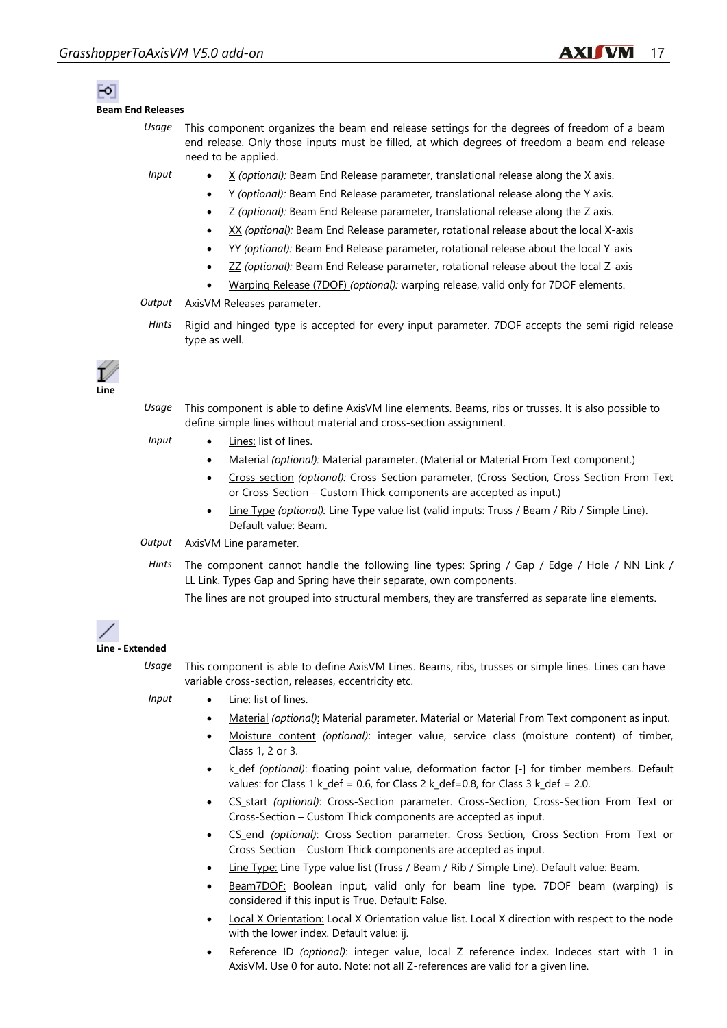### Beam End Releases

*Usage* This component organizes the beam end release settings for the degrees of freedom of a beam end release. Only those inputs must be filled, at which degrees of freedom a beam end release need to be applied.

*Input*

- X *(optional):* Beam End Release parameter, translational release along the X axis.
- Y *(optional):* Beam End Release parameter, translational release along the Y axis.
- Z *(optional):* Beam End Release parameter, translational release along the Z axis.
- XX *(optional):* Beam End Release parameter, rotational release about the local X-axis
- YY *(optional):* Beam End Release parameter, rotational release about the local Y-axis
- ZZ *(optional):* Beam End Release parameter, rotational release about the local Z-axis
- Warping Release (7DOF) *(optional):* warping release, valid only for 7DOF elements.

*Output* AxisVM Releases parameter.

*Hints* Rigid and hinged type is accepted for every input parameter. 7DOF accepts the semi-rigid release type as well.

### Line

*Usage* This component is able to define AxisVM line elements. Beams, ribs or trusses. It is also possible to define simple lines without material and cross-section assignment.

*Input*

- Lines: list of lines.
- Material *(optional):* Material parameter. (Material or Material From Text component.)
- Cross-section *(optional):* Cross-Section parameter, (Cross-Section, Cross-Section From Text or Cross-Section – Custom Thick components are accepted as input.)
- Line Type *(optional):* Line Type value list (valid inputs: Truss / Beam / Rib / Simple Line). Default value: Beam.

*Output* AxisVM Line parameter.

*Hints* The component cannot handle the following line types: Spring / Gap / Edge / Hole / NN Link / LL Link. Types Gap and Spring have their separate, own components.

The lines are not grouped into structural members, they are transferred as separate line elements.

### Line - Extended

*Usage* This component is able to define AxisVM Lines. Beams, ribs, trusses or simple lines. Lines can have variable cross-section, releases, eccentricity etc.

*Input*

- Line: list of lines.
- Material *(optional)*: Material parameter. Material or Material From Text component as input.
- Moisture content *(optional)*: integer value, service class (moisture content) of timber, Class 1, 2 or 3.
- k_def *(optional)*: floating point value, deformation factor [-] for timber members. Default values: for Class 1 k_def = 0.6, for Class 2 k_def=0.8, for Class 3 k_def = 2.0.
- CS_start *(optional)*: Cross-Section parameter. Cross-Section, Cross-Section From Text or Cross-Section – Custom Thick components are accepted as input.
- CS_end *(optional)*: Cross-Section parameter. Cross-Section, Cross-Section From Text or Cross-Section – Custom Thick components are accepted as input.
- Line Type: Line Type value list (Truss / Beam / Rib / Simple Line). Default value: Beam.
- Beam7DOF: Boolean input, valid only for beam line type. 7DOF beam (warping) is considered if this input is True. Default: False.
- Local X Orientation: Local X Orientation value list. Local X direction with respect to the node with the lower index. Default value: ij.
- Reference ID *(optional)*: integer value, local Z reference index. Indeces start with 1 in AxisVM. Use 0 for auto. Note: not all Z-references are valid for a given line.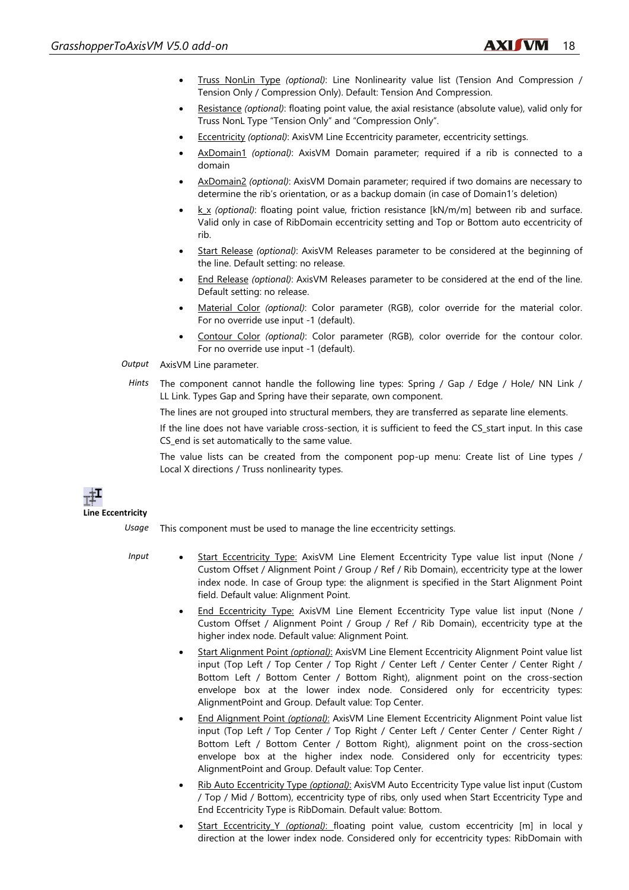- Truss NonLin Type *(optional)*: Line Nonlinearity value list (Tension And Compression / Tension Only / Compression Only). Default: Tension And Compression.
- Resistance *(optional)*: floating point value, the axial resistance (absolute value), valid only for Truss NonL Type "Tension Only" and "Compression Only".
- Eccentricity *(optional)*: AxisVM Line Eccentricity parameter, eccentricity settings.
- AxDomain1 *(optional)*: AxisVM Domain parameter; required if a rib is connected to a domain
- AxDomain2 *(optional)*: AxisVM Domain parameter; required if two domains are necessary to determine the rib's orientation, or as a backup domain (in case of Domain1's deletion)
- k_x *(optional)*: floating point value, friction resistance [kN/m/m] between rib and surface. Valid only in case of RibDomain eccentricity setting and Top or Bottom auto eccentricity of rib.
- Start Release *(optional)*: AxisVM Releases parameter to be considered at the beginning of the line. Default setting: no release.
- End Release *(optional)*: AxisVM Releases parameter to be considered at the end of the line. Default setting: no release.
- Material Color *(optional)*: Color parameter (RGB), color override for the material color. For no override use input -1 (default).
- Contour Color *(optional)*: Color parameter (RGB), color override for the contour color. For no override use input -1 (default).

*Output* AxisVM Line parameter.

*Hints* The component cannot handle the following line types: Spring / Gap / Edge / Hole/ NN Link / LL Link. Types Gap and Spring have their separate, own component.

The lines are not grouped into structural members, they are transferred as separate line elements.

If the line does not have variable cross-section, it is sufficient to feed the CS_start input. In this case CS_end is set automatically to the same value.

The value lists can be created from the component pop-up menu: Create list of Line types / Local X directions / Truss nonlinearity types.

**Line Eccentricity**

*Usage* This component must be used to manage the line eccentricity settings.

*Input*

- Start Eccentricity Type: AxisVM Line Element Eccentricity Type value list input (None / Custom Offset / Alignment Point / Group / Ref / Rib Domain), eccentricity type at the lower index node. In case of Group type: the alignment is specified in the Start Alignment Point field. Default value: Alignment Point.
- End Eccentricity Type: AxisVM Line Element Eccentricity Type value list input (None / Custom Offset / Alignment Point / Group / Ref / Rib Domain), eccentricity type at the higher index node. Default value: Alignment Point.
- Start Alignment Point *(optional)*: AxisVM Line Element Eccentricity Alignment Point value list input (Top Left / Top Center / Top Right / Center Left / Center Center / Center Right / Bottom Left / Bottom Center / Bottom Right), alignment point on the cross-section envelope box at the lower index node. Considered only for eccentricity types: AlignmentPoint and Group. Default value: Top Center.
- End Alignment Point *(optional)*: AxisVM Line Element Eccentricity Alignment Point value list input (Top Left / Top Center / Top Right / Center Left / Center Center / Center Right / Bottom Left / Bottom Center / Bottom Right), alignment point on the cross-section envelope box at the higher index node. Considered only for eccentricity types: AlignmentPoint and Group. Default value: Top Center.
- Rib Auto Eccentricity Type *(optional)*: AxisVM Auto Eccentricity Type value list input (Custom / Top / Mid / Bottom), eccentricity type of ribs, only used when Start Eccentricity Type and End Eccentricity Type is RibDomain. Default value: Bottom.
- Start Eccentricity Y *(optional)*: floating point value, custom eccentricity [m] in local y direction at the lower index node. Considered only for eccentricity types: RibDomain with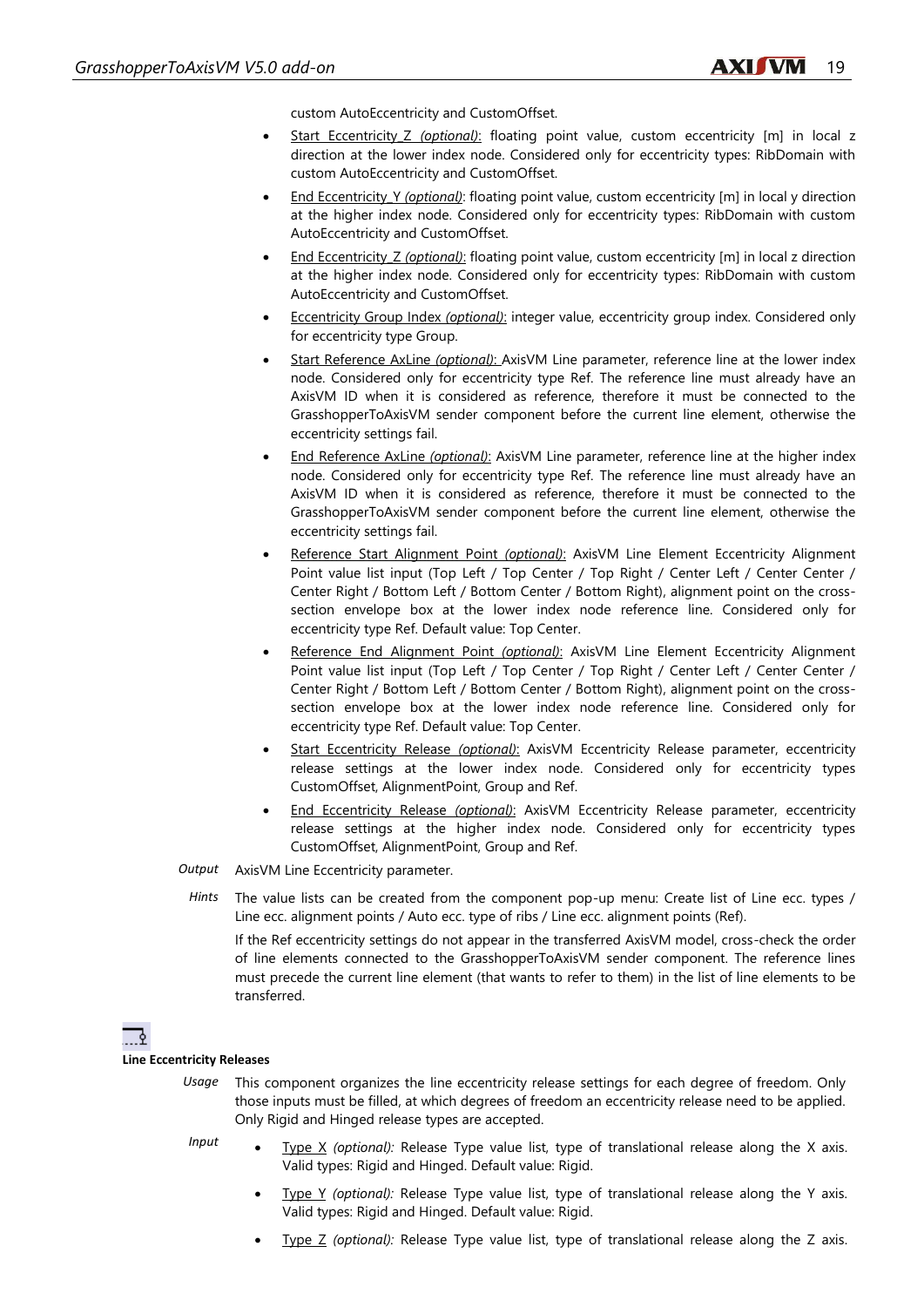custom AutoEccentricity and CustomOffset.

- Start Eccentricity_Z *(optional)*: floating point value, custom eccentricity [m] in local z direction at the lower index node. Considered only for eccentricity types: RibDomain with custom AutoEccentricity and CustomOffset.
- End Eccentricity_Y *(optional)*: floating point value, custom eccentricity [m] in local y direction at the higher index node. Considered only for eccentricity types: RibDomain with custom AutoEccentricity and CustomOffset.
- End Eccentricity_Z *(optional)*: floating point value, custom eccentricity [m] in local z direction at the higher index node. Considered only for eccentricity types: RibDomain with custom AutoEccentricity and CustomOffset.
- Eccentricity Group Index *(optional)*: integer value, eccentricity group index. Considered only for eccentricity type Group.
- Start Reference AxLine *(optional)*: AxisVM Line parameter, reference line at the lower index node. Considered only for eccentricity type Ref. The reference line must already have an AxisVM ID when it is considered as reference, therefore it must be connected to the GrasshopperToAxisVM sender component before the current line element, otherwise the eccentricity settings fail.
- End Reference AxLine *(optional)*: AxisVM Line parameter, reference line at the higher index node. Considered only for eccentricity type Ref. The reference line must already have an AxisVM ID when it is considered as reference, therefore it must be connected to the GrasshopperToAxisVM sender component before the current line element, otherwise the eccentricity settings fail.
- Reference Start Alignment Point *(optional)*: AxisVM Line Element Eccentricity Alignment Point value list input (Top Left / Top Center / Top Right / Center Left / Center Center / Center Right / Bottom Left / Bottom Center / Bottom Right), alignment point on the cross-section envelope box at the lower index node reference line. Considered only for eccentricity type Ref. Default value: Top Center.
- Reference End Alignment Point *(optional)*: AxisVM Line Element Eccentricity Alignment Point value list input (Top Left / Top Center / Top Right / Center Left / Center Center / Center Right / Bottom Left / Bottom Center / Bottom Right), alignment point on the cross-section envelope box at the lower index node reference line. Considered only for eccentricity type Ref. Default value: Top Center.
- Start Eccentricity Release *(optional)*: AxisVM Eccentricity Release parameter, eccentricity release settings at the lower index node. Considered only for eccentricity types CustomOffset, AlignmentPoint, Group and Ref.
- End Eccentricity Release *(optional)*: AxisVM Eccentricity Release parameter, eccentricity release settings at the higher index node. Considered only for eccentricity types CustomOffset, AlignmentPoint, Group and Ref.

*Output* AxisVM Line Eccentricity parameter.

*Hints* The value lists can be created from the component pop-up menu: Create list of Line ecc. types / Line ecc. alignment points / Auto ecc. type of ribs / Line ecc. alignment points (Ref).

If the Ref eccentricity settings do not appear in the transferred AxisVM model, cross-check the order of line elements connected to the GrasshopperToAxisVM sender component. The reference lines must precede the current line element (that wants to refer to them) in the list of line elements to be transferred.

**Line Eccentricity Releases**

*Usage* This component organizes the line eccentricity release settings for each degree of freedom. Only those inputs must be filled, at which degrees of freedom an eccentricity release need to be applied. Only Rigid and Hinged release types are accepted.

*Input*

- Type X *(optional)*: Release Type value list, type of translational release along the X axis. Valid types: Rigid and Hinged. Default value: Rigid.
- Type Y *(optional)*: Release Type value list, type of translational release along the Y axis. Valid types: Rigid and Hinged. Default value: Rigid.
- Type Z *(optional)*: Release Type value list, type of translational release along the Z axis.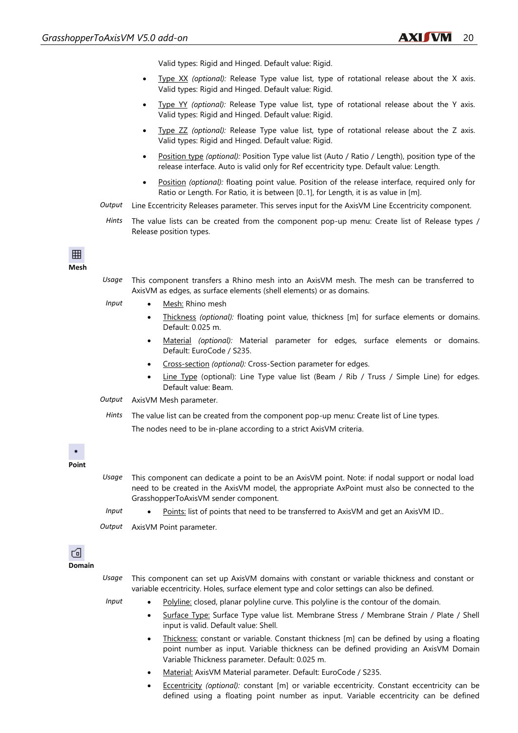Valid types: Rigid and Hinged. Default value: Rigid.

- Type XX *(optional):* Release Type value list, type of rotational release about the X axis. Valid types: Rigid and Hinged. Default value: Rigid.
- Type YY *(optional):* Release Type value list, type of rotational release about the Y axis. Valid types: Rigid and Hinged. Default value: Rigid.
- Type ZZ *(optional):* Release Type value list, type of rotational release about the Z axis. Valid types: Rigid and Hinged. Default value: Rigid.
- Position type *(optional):* Position Type value list (Auto / Ratio / Length), position type of the release interface. Auto is valid only for Ref eccentricity type. Default value: Length.
- Position *(optional):* floating point value. Position of the release interface, required only for Ratio or Length. For Ratio, it is between [0..1], for Length, it is as value in [m].

*Output* Line Eccentricity Releases parameter. This serves input for the AxisVM Line Eccentricity component.

*Hints* The value lists can be created from the component pop-up menu: Create list of Release types / Release position types.

**Mesh**

*Usage* This component transfers a Rhino mesh into an AxisVM mesh. The mesh can be transferred to AxisVM as edges, as surface elements (shell elements) or as domains.

*Input*

- Mesh: Rhino mesh
- Thickness *(optional):* floating point value, thickness [m] for surface elements or domains. Default: 0.025 m.
- Material *(optional):* Material parameter for edges, surface elements or domains. Default: EuroCode / S235.
- Cross-section *(optional):* Cross-Section parameter for edges.
- Line Type (optional): Line Type value list (Beam / Rib / Truss / Simple Line) for edges. Default value: Beam.

*Output* AxisVM Mesh parameter.

*Hints* The value list can be created from the component pop-up menu: Create list of Line types.

The nodes need to be in-plane according to a strict AxisVM criteria.

**Point**

*Usage* This component can dedicate a point to be an AxisVM point. Note: if nodal support or nodal load need to be created in the AxisVM model, the appropriate AxPoint must also be connected to the GrasshopperToAxisVM sender component.

*Input*

- Points: list of points that need to be transferred to AxisVM and get an AxisVM ID..

*Output* AxisVM Point parameter.

**Domain**

*Usage* This component can set up AxisVM domains with constant or variable thickness and constant or variable eccentricity. Holes, surface element type and color settings can also be defined.

*Input*

- Polyline: closed, planar polyline curve. This polyline is the contour of the domain.
- Surface Type: Surface Type value list. Membrane Stress / Membrane Strain / Plate / Shell input is valid. Default value: Shell.
- Thickness: constant or variable. Constant thickness [m] can be defined by using a floating point number as input. Variable thickness can be defined providing an AxisVM Domain Variable Thickness parameter. Default: 0.025 m.
- Material: AxisVM Material parameter. Default: EuroCode / S235.
- Eccentricity *(optional):* constant [m] or variable eccentricity. Constant eccentricity can be defined using a floating point number as input. Variable eccentricity can be defined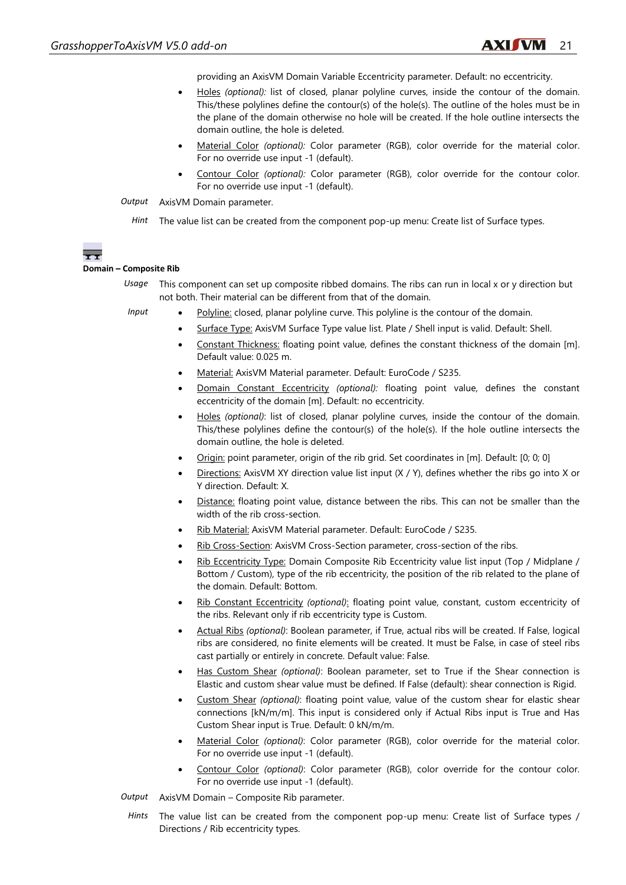providing an AxisVM Domain Variable Eccentricity parameter. Default: no eccentricity.

- Holes *(optional):* list of closed, planar polyline curves, inside the contour of the domain. This/these polylines define the contour(s) of the hole(s). The outline of the holes must be in the plane of the domain otherwise no hole will be created. If the hole outline intersects the domain outline, the hole is deleted.
- Material Color *(optional):* Color parameter (RGB), color override for the material color. For no override use input -1 (default).
- Contour Color *(optional):* Color parameter (RGB), color override for the contour color. For no override use input -1 (default).

*Output* AxisVM Domain parameter.

*Hint* The value list can be created from the component pop-up menu: Create list of Surface types.

**Domain – Composite Rib**

*Usage* This component can set up composite ribbed domains. The ribs can run in local x or y direction but not both. Their material can be different from that of the domain.

*Input*

- Polyline: closed, planar polyline curve. This polyline is the contour of the domain.
- Surface Type: AxisVM Surface Type value list. Plate / Shell input is valid. Default: Shell.
- Constant Thickness: floating point value, defines the constant thickness of the domain [m]. Default value: 0.025 m.
- Material: AxisVM Material parameter. Default: EuroCode / S235.
- Domain Constant Eccentricity *(optional):* floating point value, defines the constant eccentricity of the domain [m]. Default: no eccentricity.
- Holes *(optional)*: list of closed, planar polyline curves, inside the contour of the domain. This/these polylines define the contour(s) of the hole(s). If the hole outline intersects the domain outline, the hole is deleted.
- Origin: point parameter, origin of the rib grid. Set coordinates in [m]. Default: [0; 0; 0]
- Directions: AxisVM XY direction value list input (X / Y), defines whether the ribs go into X or Y direction. Default: X.
- Distance: floating point value, distance between the ribs. This can not be smaller than the width of the rib cross-section.
- Rib Material: AxisVM Material parameter. Default: EuroCode / S235.
- Rib Cross-Section: AxisVM Cross-Section parameter, cross-section of the ribs.
- Rib Eccentricity Type: Domain Composite Rib Eccentricity value list input (Top / Midplane / Bottom / Custom), type of the rib eccentricity, the position of the rib related to the plane of the domain. Default: Bottom.
- Rib Constant Eccentricity *(optional)*: floating point value, constant, custom eccentricity of the ribs. Relevant only if rib eccentricity type is Custom.
- Actual Ribs *(optional)*: Boolean parameter, if True, actual ribs will be created. If False, logical ribs are considered, no finite elements will be created. It must be False, in case of steel ribs cast partially or entirely in concrete. Default value: False.
- Has Custom Shear *(optional)*: Boolean parameter, set to True if the Shear connection is Elastic and custom shear value must be defined. If False (default): shear connection is Rigid.
- Custom Shear *(optional)*: floating point value, value of the custom shear for elastic shear connections [kN/m/m]. This input is considered only if Actual Ribs input is True and Has Custom Shear input is True. Default: 0 kN/m/m.
- Material Color *(optional)*: Color parameter (RGB), color override for the material color. For no override use input -1 (default).
- Contour Color *(optional)*: Color parameter (RGB), color override for the contour color. For no override use input -1 (default).

*Output* AxisVM Domain – Composite Rib parameter.

*Hints* The value list can be created from the component pop-up menu: Create list of Surface types / Directions / Rib eccentricity types.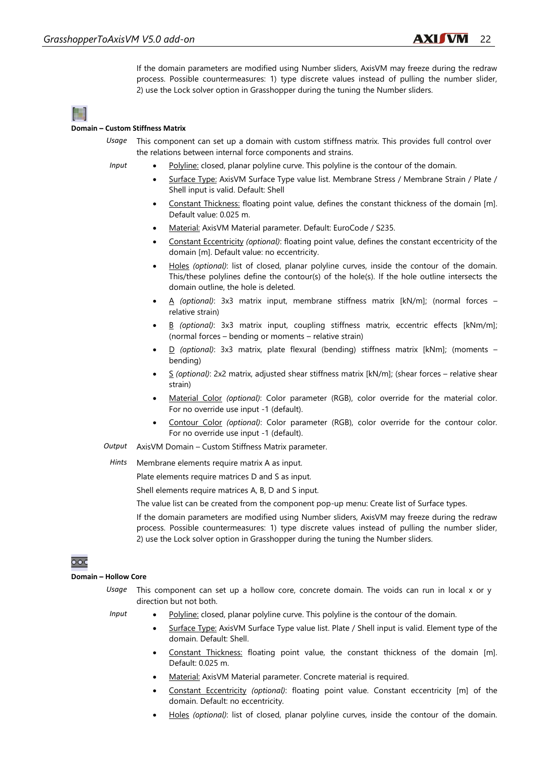If the domain parameters are modified using Number sliders, AxisVM may freeze during the redraw process. Possible countermeasures: 1) type discrete values instead of pulling the number slider, 2) use the Lock solver option in Grasshopper during the tuning the Number sliders.

**Domain – Custom Stiffness Matrix**

*Usage* This component can set up a domain with custom stiffness matrix. This provides full control over the relations between internal force components and strains.

*Input*

- Polyline: closed, planar polyline curve. This polyline is the contour of the domain.
- Surface Type: AxisVM Surface Type value list. Membrane Stress / Membrane Strain / Plate / Shell input is valid. Default: Shell
- Constant Thickness: floating point value, defines the constant thickness of the domain [m]. Default value: 0.025 m.
- Material: AxisVM Material parameter. Default: EuroCode / S235.
- Constant Eccentricity *(optional)*: floating point value, defines the constant eccentricity of the domain [m]. Default value: no eccentricity.
- Holes *(optional)*: list of closed, planar polyline curves, inside the contour of the domain. This/these polylines define the contour(s) of the hole(s). If the hole outline intersects the domain outline, the hole is deleted.
- A *(optional)*: 3x3 matrix input, membrane stiffness matrix [kN/m]; (normal forces – relative strain)
- B *(optional)*: 3x3 matrix input, coupling stiffness matrix, eccentric effects [kNm/m]; (normal forces – bending or moments – relative strain)
- D *(optional)*: 3x3 matrix, plate flexural (bending) stiffness matrix [kNm]; (moments – bending)
- S *(optional)*: 2x2 matrix, adjusted shear stiffness matrix [kN/m]; (shear forces – relative shear strain)
- Material Color *(optional)*: Color parameter (RGB), color override for the material color. For no override use input -1 (default).
- Contour Color *(optional)*: Color parameter (RGB), color override for the contour color. For no override use input -1 (default).

*Output* AxisVM Domain – Custom Stiffness Matrix parameter.

*Hints* Membrane elements require matrix A as input.

Plate elements require matrices D and S as input.

Shell elements require matrices A, B, D and S input.

The value list can be created from the component pop-up menu: Create list of Surface types.

If the domain parameters are modified using Number sliders, AxisVM may freeze during the redraw process. Possible countermeasures: 1) type discrete values instead of pulling the number slider, 2) use the Lock solver option in Grasshopper during the tuning the Number sliders.

**Domain – Hollow Core**

*Usage* This component can set up a hollow core, concrete domain. The voids can run in local x or y direction but not both.

*Input*

- Polyline: closed, planar polyline curve. This polyline is the contour of the domain.
- Surface Type: AxisVM Surface Type value list. Plate / Shell input is valid. Element type of the domain. Default: Shell.
- Constant Thickness: floating point value, the constant thickness of the domain [m]. Default: 0.025 m.
- Material: AxisVM Material parameter. Concrete material is required.
- Constant Eccentricity *(optional)*: floating point value. Constant eccentricity [m] of the domain. Default: no eccentricity.
- Holes *(optional)*: list of closed, planar polyline curves, inside the contour of the domain.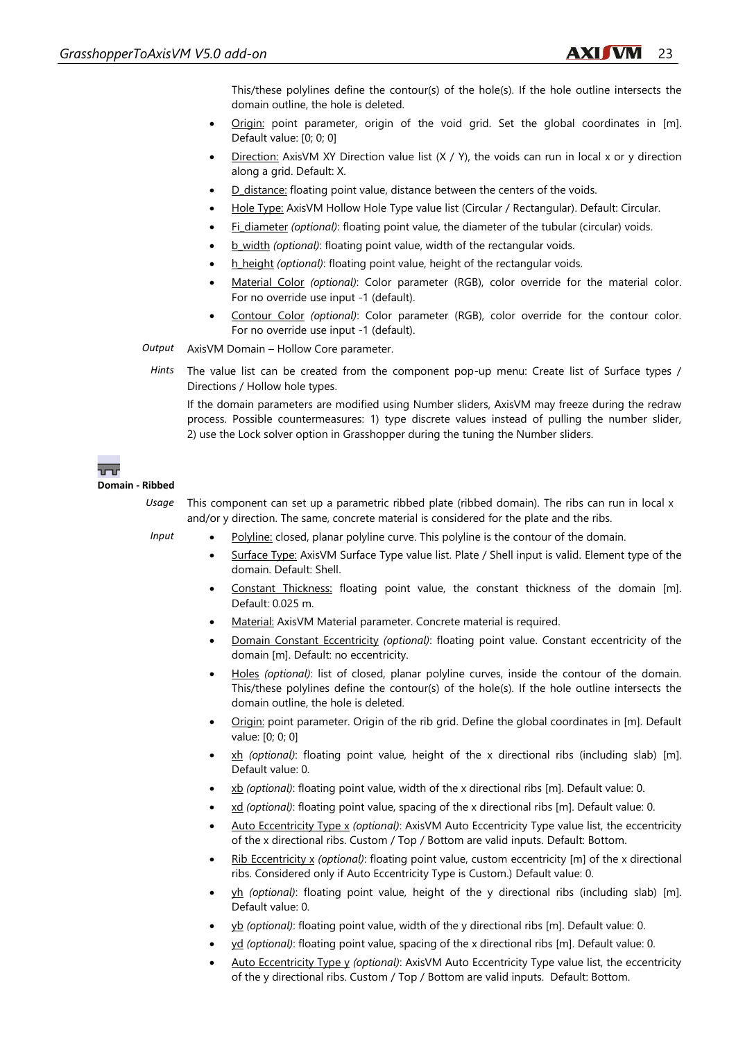This/these polylines define the contour(s) of the hole(s). If the hole outline intersects the domain outline, the hole is deleted.

- Origin: point parameter, origin of the void grid. Set the global coordinates in [m]. Default value: [0; 0; 0]
- Direction: AxisVM XY Direction value list (X / Y), the voids can run in local x or y direction along a grid. Default: X.
- D_distance: floating point value, distance between the centers of the voids.
- Hole Type: AxisVM Hollow Hole Type value list (Circular / Rectangular). Default: Circular.
- Fi_diameter *(optional)*: floating point value, the diameter of the tubular (circular) voids.
- b_width *(optional)*: floating point value, width of the rectangular voids.
- h_height *(optional)*: floating point value, height of the rectangular voids.
- Material Color *(optional)*: Color parameter (RGB), color override for the material color. For no override use input -1 (default).
- Contour Color *(optional)*: Color parameter (RGB), color override for the contour color. For no override use input -1 (default).

*Output* AxisVM Domain – Hollow Core parameter.

*Hints* The value list can be created from the component pop-up menu: Create list of Surface types / Directions / Hollow hole types.

If the domain parameters are modified using Number sliders, AxisVM may freeze during the redraw process. Possible countermeasures: 1) type discrete values instead of pulling the number slider, 2) use the Lock solver option in Grasshopper during the tuning the Number sliders.

**Domain - Ribbed**

*Usage* This component can set up a parametric ribbed plate (ribbed domain). The ribs can run in local x and/or y direction. The same, concrete material is considered for the plate and the ribs.

*Input*

- Polyline: closed, planar polyline curve. This polyline is the contour of the domain.
- Surface Type: AxisVM Surface Type value list. Plate / Shell input is valid. Element type of the domain. Default: Shell.
- Constant Thickness: floating point value, the constant thickness of the domain [m]. Default: 0.025 m.
- Material: AxisVM Material parameter. Concrete material is required.
- Domain Constant Eccentricity *(optional)*: floating point value. Constant eccentricity of the domain [m]. Default: no eccentricity.
- Holes *(optional)*: list of closed, planar polyline curves, inside the contour of the domain. This/these polylines define the contour(s) of the hole(s). If the hole outline intersects the domain outline, the hole is deleted.
- Origin: point parameter. Origin of the rib grid. Define the global coordinates in [m]. Default value: [0; 0; 0]
- xh *(optional)*: floating point value, height of the x directional ribs (including slab) [m]. Default value: 0.
- xb *(optional)*: floating point value, width of the x directional ribs [m]. Default value: 0.
- xd *(optional)*: floating point value, spacing of the x directional ribs [m]. Default value: 0.
- Auto Eccentricity Type x *(optional)*: AxisVM Auto Eccentricity Type value list, the eccentricity of the x directional ribs. Custom / Top / Bottom are valid inputs. Default: Bottom.
- Rib Eccentricity x *(optional)*: floating point value, custom eccentricity [m] of the x directional ribs. Considered only if Auto Eccentricity Type is Custom.) Default value: 0.
- yh *(optional)*: floating point value, height of the y directional ribs (including slab) [m]. Default value: 0.
- yb *(optional)*: floating point value, width of the y directional ribs [m]. Default value: 0.
- yd *(optional)*: floating point value, spacing of the x directional ribs [m]. Default value: 0.
- Auto Eccentricity Type y *(optional)*: AxisVM Auto Eccentricity Type value list, the eccentricity of the y directional ribs. Custom / Top / Bottom are valid inputs. Default: Bottom.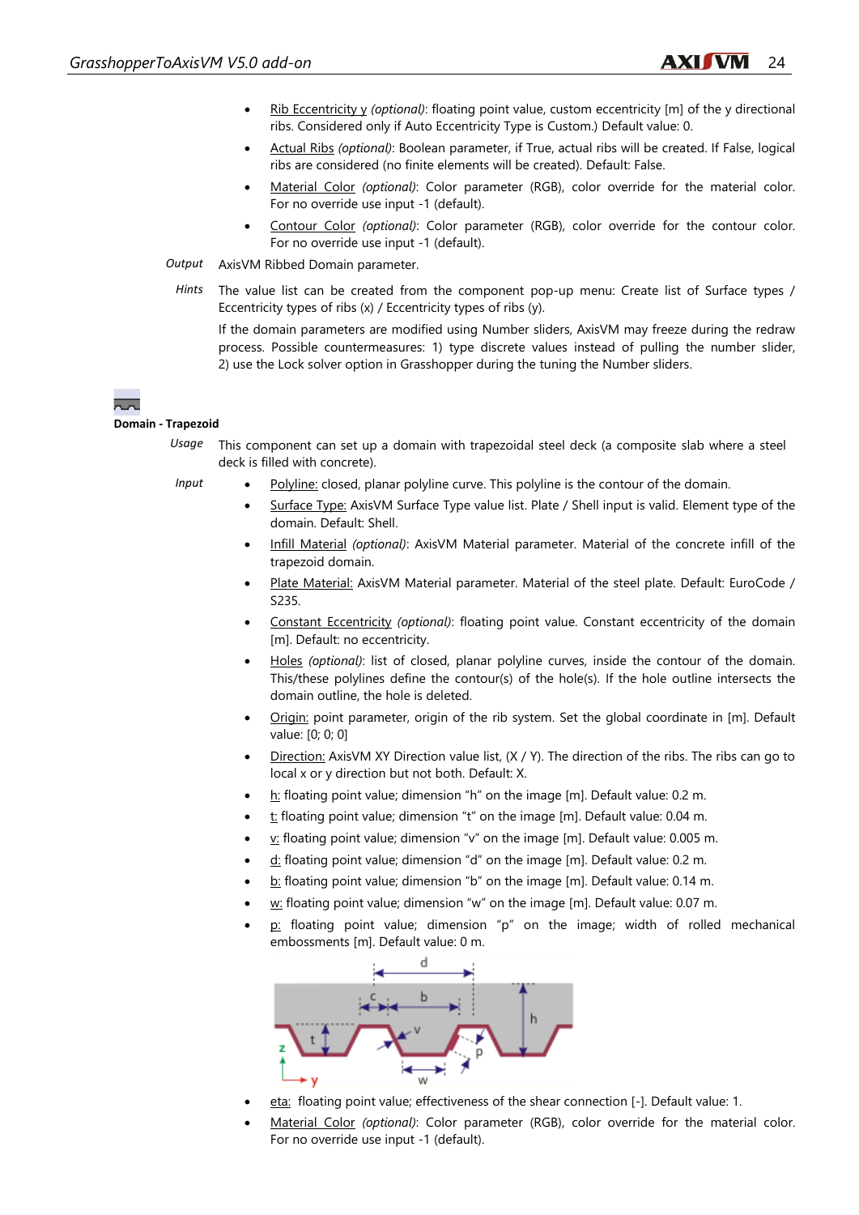- Rib Eccentricity y *(optional)*: floating point value, custom eccentricity [m] of the y directional ribs. Considered only if Auto Eccentricity Type is Custom.) Default value: 0.
- Actual Ribs *(optional)*: Boolean parameter, if True, actual ribs will be created. If False, logical ribs are considered (no finite elements will be created). Default: False.
- Material Color *(optional)*: Color parameter (RGB), color override for the material color. For no override use input -1 (default).
- Contour Color *(optional)*: Color parameter (RGB), color override for the contour color. For no override use input -1 (default).

*Output* AxisVM Ribbed Domain parameter.

*Hints* The value list can be created from the component pop-up menu: Create list of Surface types / Eccentricity types of ribs (x) / Eccentricity types of ribs (y).

If the domain parameters are modified using Number sliders, AxisVM may freeze during the redraw process. Possible countermeasures: 1) type discrete values instead of pulling the number slider, 2) use the Lock solver option in Grasshopper during the tuning the Number sliders.

**Domain - Trapezoid**

*Usage* This component can set up a domain with trapezoidal steel deck (a composite slab where a steel deck is filled with concrete).

*Input*

- Polyline: closed, planar polyline curve. This polyline is the contour of the domain.
- Surface Type: AxisVM Surface Type value list. Plate / Shell input is valid. Element type of the domain. Default: Shell.
- Infill Material *(optional)*: AxisVM Material parameter. Material of the concrete infill of the trapezoid domain.
- Plate Material: AxisVM Material parameter. Material of the steel plate. Default: EuroCode / S235.
- Constant Eccentricity *(optional)*: floating point value. Constant eccentricity of the domain [m]. Default: no eccentricity.
- Holes *(optional)*: list of closed, planar polyline curves, inside the contour of the domain. This/these polylines define the contour(s) of the hole(s). If the hole outline intersects the domain outline, the hole is deleted.
- Origin: point parameter, origin of the rib system. Set the global coordinate in [m]. Default value: [0; 0; 0]
- Direction: AxisVM XY Direction value list, (X / Y). The direction of the ribs. The ribs can go to local x or y direction but not both. Default: X.
- h: floating point value; dimension “h” on the image [m]. Default value: 0.2 m.
- t: floating point value; dimension “t” on the image [m]. Default value: 0.04 m.
- v: floating point value; dimension “v” on the image [m]. Default value: 0.005 m.
- d: floating point value; dimension “d” on the image [m]. Default value: 0.2 m.
- b: floating point value; dimension “b” on the image [m]. Default value: 0.14 m.
- w: floating point value; dimension “w” on the image [m]. Default value: 0.07 m.
- p: floating point value; dimension “p” on the image; width of rolled mechanical embossments [m]. Default value: 0 m.
- eta: floating point value; effectiveness of the shear connection [-]. Default value: 1.
- Material Color *(optional)*: Color parameter (RGB), color override for the material color. For no override use input -1 (default).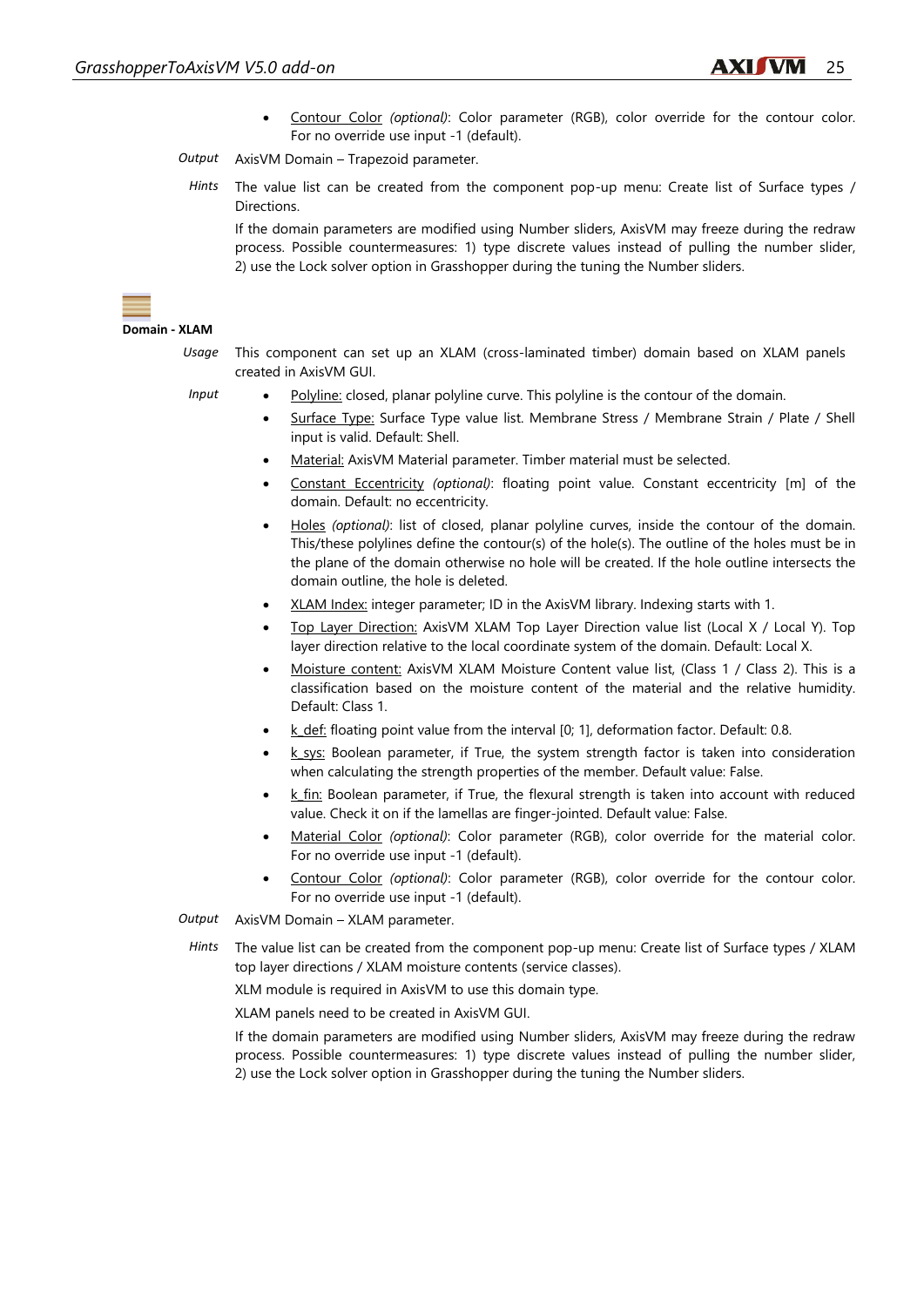- Contour Color *(optional)*: Color parameter (RGB), color override for the contour color. For no override use input -1 (default).

*Output* AxisVM Domain – Trapezoid parameter.

*Hints* The value list can be created from the component pop-up menu: Create list of Surface types / Directions.

If the domain parameters are modified using Number sliders, AxisVM may freeze during the redraw process. Possible countermeasures: 1) type discrete values instead of pulling the number slider, 2) use the Lock solver option in Grasshopper during the tuning the Number sliders.

**Domain - XLAM**

*Usage* This component can set up an XLAM (cross-laminated timber) domain based on XLAM panels created in AxisVM GUI.

*Input*

- Polyline: closed, planar polyline curve. This polyline is the contour of the domain.
- Surface Type: Surface Type value list. Membrane Stress / Membrane Strain / Plate / Shell input is valid. Default: Shell.
- Material: AxisVM Material parameter. Timber material must be selected.
- Constant Eccentricity *(optional)*: floating point value. Constant eccentricity [m] of the domain. Default: no eccentricity.
- Holes *(optional)*: list of closed, planar polyline curves, inside the contour of the domain. This/these polylines define the contour(s) of the hole(s). The outline of the holes must be in the plane of the domain otherwise no hole will be created. If the hole outline intersects the domain outline, the hole is deleted.
- XLAM Index: integer parameter; ID in the AxisVM library. Indexing starts with 1.
- Top Layer Direction: AxisVM XLAM Top Layer Direction value list (Local X / Local Y). Top layer direction relative to the local coordinate system of the domain. Default: Local X.
- Moisture content: AxisVM XLAM Moisture Content value list, (Class 1 / Class 2). This is a classification based on the moisture content of the material and the relative humidity. Default: Class 1.
- k_def: floating point value from the interval [0; 1], deformation factor. Default: 0.8.
- k_sys: Boolean parameter, if True, the system strength factor is taken into consideration when calculating the strength properties of the member. Default value: False.
- k_fin: Boolean parameter, if True, the flexural strength is taken into account with reduced value. Check it on if the lamellas are finger-jointed. Default value: False.
- Material Color *(optional)*: Color parameter (RGB), color override for the material color. For no override use input -1 (default).
- Contour Color *(optional)*: Color parameter (RGB), color override for the contour color. For no override use input -1 (default).

*Output* AxisVM Domain – XLAM parameter.

*Hints* The value list can be created from the component pop-up menu: Create list of Surface types / XLAM top layer directions / XLAM moisture contents (service classes).

XLM module is required in AxisVM to use this domain type.

XLAM panels need to be created in AxisVM GUI.

If the domain parameters are modified using Number sliders, AxisVM may freeze during the redraw process. Possible countermeasures: 1) type discrete values instead of pulling the number slider, 2) use the Lock solver option in Grasshopper during the tuning the Number sliders.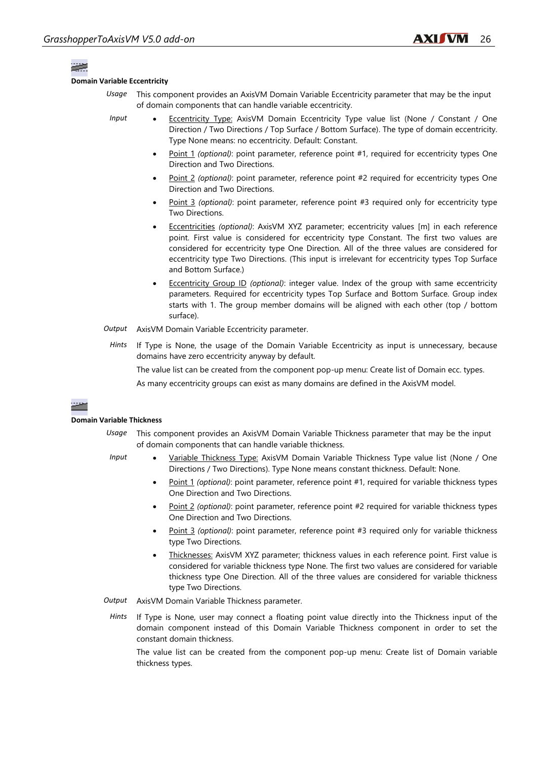**Domain Variable Eccentricity**

*Usage* This component provides an AxisVM Domain Variable Eccentricity parameter that may be the input of domain components that can handle variable eccentricity.

*Input*

- Eccentricity Type: AxisVM Domain Eccentricity Type value list (None / Constant / One Direction / Two Directions / Top Surface / Bottom Surface). The type of domain eccentricity. Type None means: no eccentricity. Default: Constant.
- Point 1 *(optional)*: point parameter, reference point #1, required for eccentricity types One Direction and Two Directions.
- Point 2 *(optional)*: point parameter, reference point #2 required for eccentricity types One Direction and Two Directions.
- Point 3 *(optional)*: point parameter, reference point #3 required only for eccentricity type Two Directions.
- Eccentricities *(optional)*: AxisVM XYZ parameter; eccentricity values [m] in each reference point. First value is considered for eccentricity type Constant. The first two values are considered for eccentricity type One Direction. All of the three values are considered for eccentricity type Two Directions. (This input is irrelevant for eccentricity types Top Surface and Bottom Surface.)
- Eccentricity Group ID *(optional)*: integer value. Index of the group with same eccentricity parameters. Required for eccentricity types Top Surface and Bottom Surface. Group index starts with 1. The group member domains will be aligned with each other (top / bottom surface).

*Output* AxisVM Domain Variable Eccentricity parameter.

*Hints* If Type is None, the usage of the Domain Variable Eccentricity as input is unnecessary, because domains have zero eccentricity anyway by default.

The value list can be created from the component pop-up menu: Create list of Domain ecc. types.

As many eccentricity groups can exist as many domains are defined in the AxisVM model.

**Domain Variable Thickness**

*Usage* This component provides an AxisVM Domain Variable Thickness parameter that may be the input of domain components that can handle variable thickness.

*Input*

- Variable Thickness Type: AxisVM Domain Variable Thickness Type value list (None / One Directions / Two Directions). Type None means constant thickness. Default: None.
- Point 1 *(optional)*: point parameter, reference point #1, required for variable thickness types One Direction and Two Directions.
- Point 2 *(optional)*: point parameter, reference point #2 required for variable thickness types One Direction and Two Directions.
- Point 3 *(optional)*: point parameter, reference point #3 required only for variable thickness type Two Directions.
- Thicknesses: AxisVM XYZ parameter; thickness values in each reference point. First value is considered for variable thickness type None. The first two values are considered for variable thickness type One Direction. All of the three values are considered for variable thickness type Two Directions.

*Output* AxisVM Domain Variable Thickness parameter.

*Hints* If Type is None, user may connect a floating point value directly into the Thickness input of the domain component instead of this Domain Variable Thickness component in order to set the constant domain thickness.

The value list can be created from the component pop-up menu: Create list of Domain variable thickness types.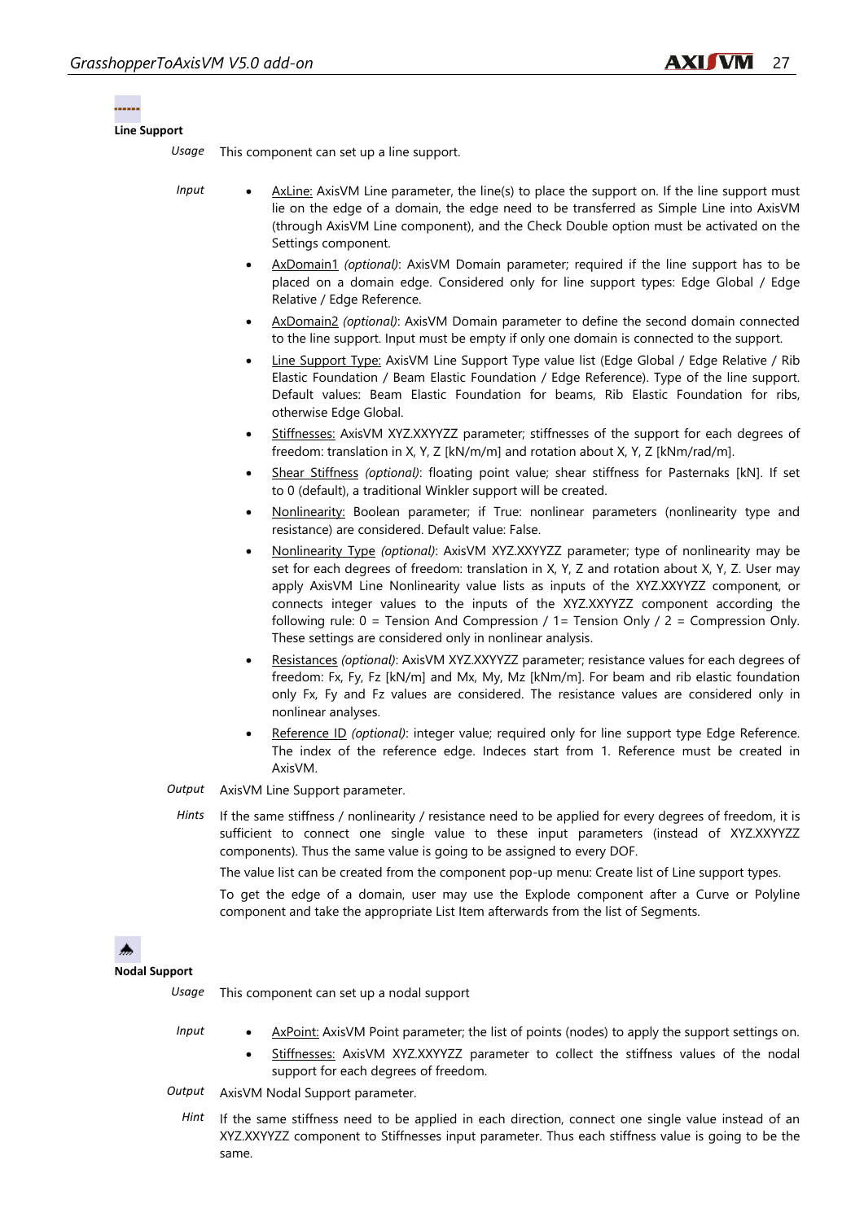### Line Support

*Usage* This component can set up a line support.

*Input*

- AxLine: AxisVM Line parameter, the line(s) to place the support on. If the line support must lie on the edge of a domain, the edge need to be transferred as Simple Line into AxisVM (through AxisVM Line component), and the Check Double option must be activated on the Settings component.
- AxDomain1 *(optional)*: AxisVM Domain parameter; required if the line support has to be placed on a domain edge. Considered only for line support types: Edge Global / Edge Relative / Edge Reference.
- AxDomain2 *(optional)*: AxisVM Domain parameter to define the second domain connected to the line support. Input must be empty if only one domain is connected to the support.
- Line Support Type: AxisVM Line Support Type value list (Edge Global / Edge Relative / Rib Elastic Foundation / Beam Elastic Foundation / Edge Reference). Type of the line support. Default values: Beam Elastic Foundation for beams, Rib Elastic Foundation for ribs, otherwise Edge Global.
- Stiffnesses: AxisVM XYZ.XXYYZZ parameter; stiffnesses of the support for each degrees of freedom: translation in X, Y, Z [kN/m/m] and rotation about X, Y, Z [kNm/rad/m].
- Shear Stiffness *(optional)*: floating point value; shear stiffness for Pasternaks [kN]. If set to 0 (default), a traditional Winkler support will be created.
- Nonlinearity: Boolean parameter; if True: nonlinear parameters (nonlinearity type and resistance) are considered. Default value: False.
- Nonlinearity Type *(optional)*: AxisVM XYZ.XXYYZZ parameter; type of nonlinearity may be set for each degrees of freedom: translation in X, Y, Z and rotation about X, Y, Z. User may apply AxisVM Line Nonlinearity value lists as inputs of the XYZ.XXYYZZ component, or connects integer values to the inputs of the XYZ.XXYYZZ component according the following rule: 0 = Tension And Compression / 1= Tension Only / 2 = Compression Only. These settings are considered only in nonlinear analysis.
- Resistances *(optional)*: AxisVM XYZ.XXYYZZ parameter; resistance values for each degrees of freedom: Fx, Fy, Fz [kN/m] and Mx, My, Mz [kNm/m]. For beam and rib elastic foundation only Fx, Fy and Fz values are considered. The resistance values are considered only in nonlinear analyses.
- Reference ID *(optional)*: integer value; required only for line support type Edge Reference. The index of the reference edge. Indeces start from 1. Reference must be created in AxisVM.

*Output* AxisVM Line Support parameter.

*Hints* If the same stiffness / nonlinearity / resistance need to be applied for every degrees of freedom, it is sufficient to connect one single value to these input parameters (instead of XYZ.XXYYZZ components). Thus the same value is going to be assigned to every DOF.

The value list can be created from the component pop-up menu: Create list of Line support types.

To get the edge of a domain, user may use the Explode component after a Curve or Polyline component and take the appropriate List Item afterwards from the list of Segments.

### Nodal Support

*Usage* This component can set up a nodal support

*Input*

- AxPoint: AxisVM Point parameter; the list of points (nodes) to apply the support settings on.
- Stiffnesses: AxisVM XYZ.XXYYZZ parameter to collect the stiffness values of the nodal support for each degrees of freedom.

*Output* AxisVM Nodal Support parameter.

*Hint* If the same stiffness need to be applied in each direction, connect one single value instead of an XYZ.XXYYZZ component to Stiffnesses input parameter. Thus each stiffness value is going to be the same.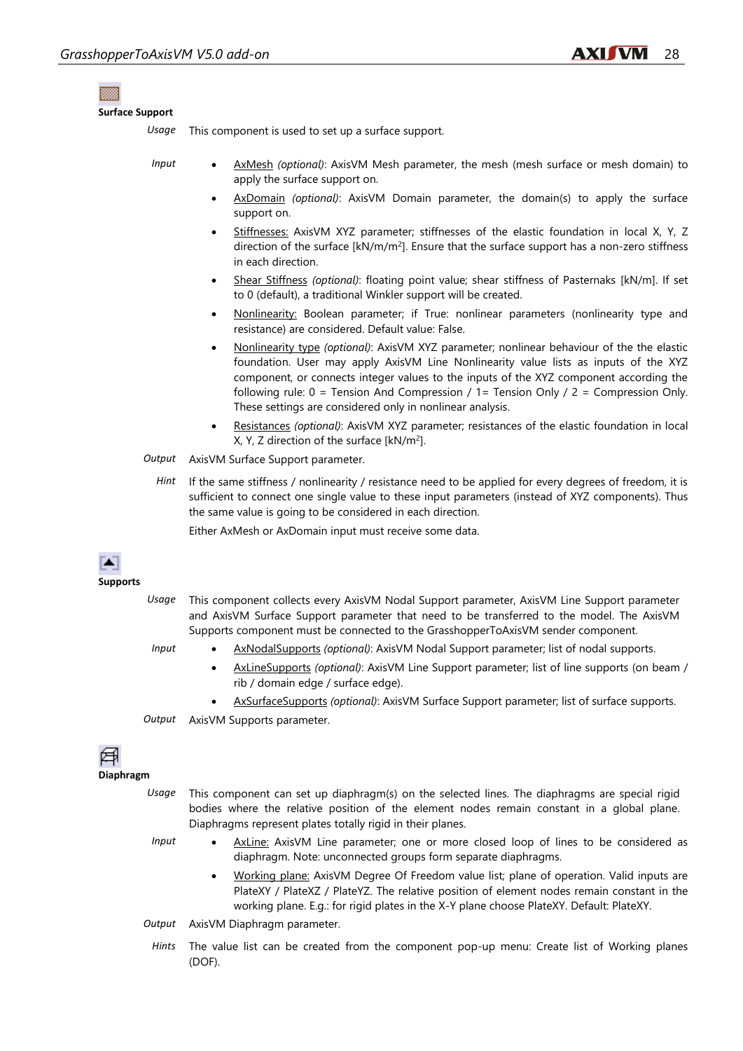### Surface Support

*Usage* This component is used to set up a surface support.

*Input*

- AxMesh *(optional)*: AxisVM Mesh parameter, the mesh (mesh surface or mesh domain) to apply the surface support on.
- AxDomain *(optional)*: AxisVM Domain parameter, the domain(s) to apply the surface support on.
- Stiffnesses: AxisVM XYZ parameter; stiffnesses of the elastic foundation in local X, Y, Z direction of the surface [kN/m/m$^2$]. Ensure that the surface support has a non-zero stiffness in each direction.
- Shear Stiffness *(optional)*: floating point value; shear stiffness of Pasternaks [kN/m]. If set to 0 (default), a traditional Winkler support will be created.
- Nonlinearity: Boolean parameter; if True: nonlinear parameters (nonlinearity type and resistance) are considered. Default value: False.
- Nonlinearity type *(optional)*: AxisVM XYZ parameter; nonlinear behaviour of the the elastic foundation. User may apply AxisVM Line Nonlinearity value lists as inputs of the XYZ component, or connects integer values to the inputs of the XYZ component according the following rule: 0 = Tension And Compression / 1= Tension Only / 2 = Compression Only. These settings are considered only in nonlinear analysis.
- Resistances *(optional)*: AxisVM XYZ parameter; resistances of the elastic foundation in local X, Y, Z direction of the surface [kN/m$^2$].

*Output* AxisVM Surface Support parameter.

*Hint* If the same stiffness / nonlinearity / resistance need to be applied for every degrees of freedom, it is sufficient to connect one single value to these input parameters (instead of XYZ components). Thus the same value is going to be considered in each direction.

Either AxMesh or AxDomain input must receive some data.

### Supports

*Usage* This component collects every AxisVM Nodal Support parameter, AxisVM Line Support parameter and AxisVM Surface Support parameter that need to be transferred to the model. The AxisVM Supports component must be connected to the GrasshopperToAxisVM sender component.

*Input*

- AxNodalSupports *(optional)*: AxisVM Nodal Support parameter; list of nodal supports.
- AxLineSupports *(optional)*: AxisVM Line Support parameter; list of line supports (on beam / rib / domain edge / surface edge).
- AxSurfaceSupports *(optional)*: AxisVM Surface Support parameter; list of surface supports.

*Output* AxisVM Supports parameter.

### Diaphragm

*Usage* This component can set up diaphragm(s) on the selected lines. The diaphragms are special rigid bodies where the relative position of the element nodes remain constant in a global plane. Diaphragms represent plates totally rigid in their planes.

*Input*

- AxLine: AxisVM Line parameter; one or more closed loop of lines to be considered as diaphragm. Note: unconnected groups form separate diaphragms.
- Working plane: AxisVM Degree Of Freedom value list; plane of operation. Valid inputs are PlateXY / PlateXZ / PlateYZ. The relative position of element nodes remain constant in the working plane. E.g.: for rigid plates in the X-Y plane choose PlateXY. Default: PlateXY.

*Output* AxisVM Diaphragm parameter.

*Hints* The value list can be created from the component pop-up menu: Create list of Working planes (DOF).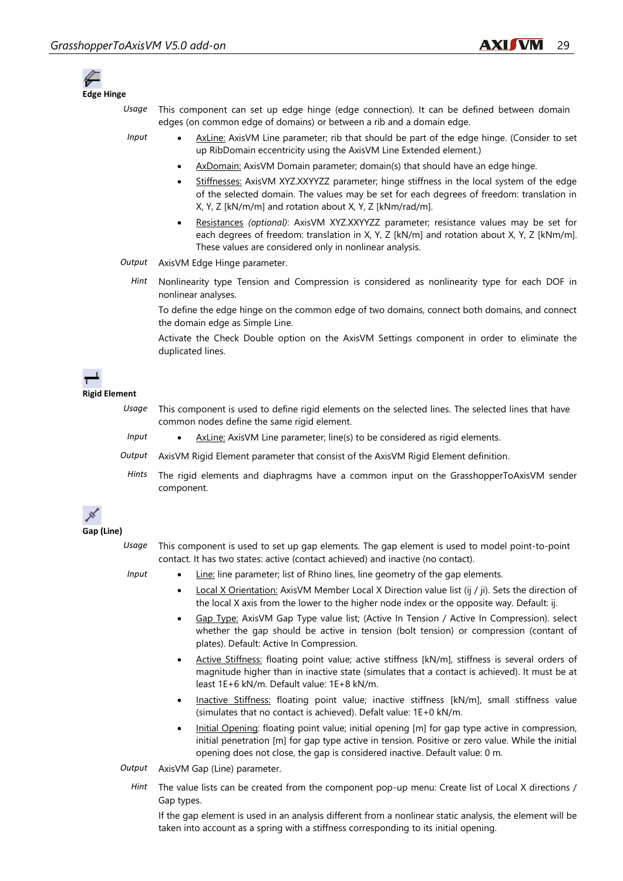### Edge Hinge

*Usage* This component can set up edge hinge (edge connection). It can be defined between domain edges (on common edge of domains) or between a rib and a domain edge.

*Input*

- AxLine: AxisVM Line parameter; rib that should be part of the edge hinge. (Consider to set up RibDomain eccentricity using the AxisVM Line Extended element.)
- AxDomain: AxisVM Domain parameter; domain(s) that should have an edge hinge.
- Stiffnesses: AxisVM XYZ.XXYYZZ parameter; hinge stiffness in the local system of the edge of the selected domain. The values may be set for each degrees of freedom: translation in X, Y, Z [kN/m/m] and rotation about X, Y, Z [kNm/rad/m].
- Resistances *(optional)*: AxisVM XYZ.XXYYZZ parameter; resistance values may be set for each degrees of freedom: translation in X, Y, Z [kN/m] and rotation about X, Y, Z [kNm/m]. These values are considered only in nonlinear analysis.

*Output* AxisVM Edge Hinge parameter.

*Hint* Nonlinearity type Tension and Compression is considered as nonlinearity type for each DOF in nonlinear analyses.

To define the edge hinge on the common edge of two domains, connect both domains, and connect the domain edge as Simple Line.

Activate the Check Double option on the AxisVM Settings component in order to eliminate the duplicated lines.

### Rigid Element

*Usage* This component is used to define rigid elements on the selected lines. The selected lines that have common nodes define the same rigid element.

*Input*

- AxLine: AxisVM Line parameter; line(s) to be considered as rigid elements.

*Output* AxisVM Rigid Element parameter that consist of the AxisVM Rigid Element definition.

*Hints* The rigid elements and diaphragms have a common input on the GrasshopperToAxisVM sender component.

### Gap (Line)

*Usage* This component is used to set up gap elements. The gap element is used to model point-to-point contact. It has two states: active (contact achieved) and inactive (no contact).

*Input*

- Line: line parameter; list of Rhino lines, line geometry of the gap elements.
- Local X Orientation: AxisVM Member Local X Direction value list (ij / ji). Sets the direction of the local X axis from the lower to the higher node index or the opposite way. Default: ij.
- Gap Type: AxisVM Gap Type value list; (Active In Tension / Active In Compression). select whether the gap should be active in tension (bolt tension) or compression (contant of plates). Default: Active In Compression.
- Active Stiffness: floating point value; active stiffness [kN/m], stiffness is several orders of magnitude higher than in inactive state (simulates that a contact is achieved). It must be at least 1E+6 kN/m. Default value: 1E+8 kN/m.
- Inactive Stiffness: floating point value; inactive stiffness [kN/m], small stiffness value (simulates that no contact is achieved). Defalt value: 1E+0 kN/m.
- Initial Opening: floating point value; initial opening [m] for gap type active in compression, initial penetration [m] for gap type active in tension. Positive or zero value. While the initial opening does not close, the gap is considered inactive. Default value: 0 m.

*Output* AxisVM Gap (Line) parameter.

*Hint* The value lists can be created from the component pop-up menu: Create list of Local X directions / Gap types.

If the gap element is used in an analysis different from a nonlinear static analysis, the element will be taken into account as a spring with a stiffness corresponding to its initial opening.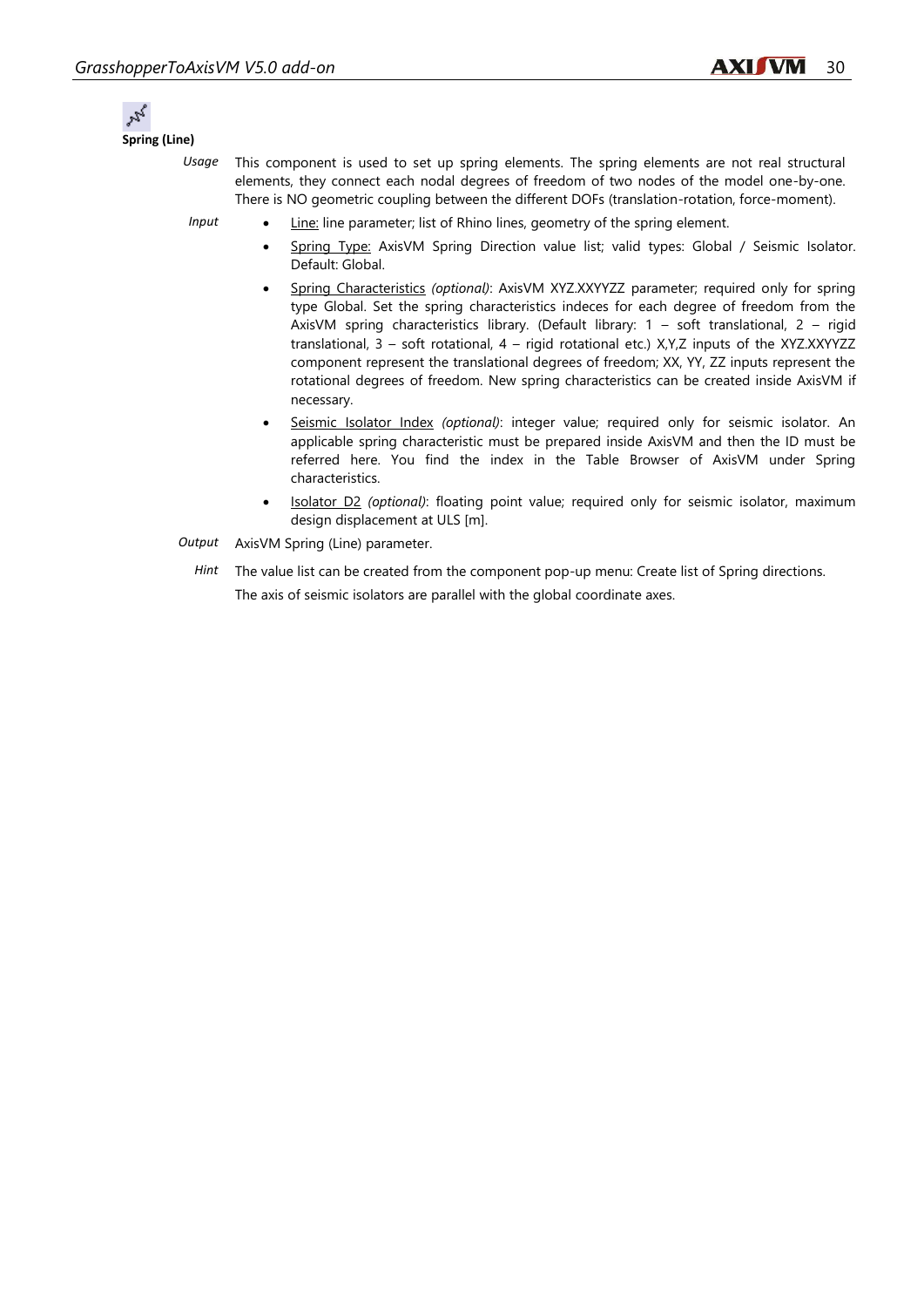**Spring (Line)**

*Usage* This component is used to set up spring elements. The spring elements are not real structural elements, they connect each nodal degrees of freedom of two nodes of the model one-by-one. There is NO geometric coupling between the different DOFs (translation-rotation, force-moment).

*Input*

- Line: line parameter; list of Rhino lines, geometry of the spring element.
- Spring Type: AxisVM Spring Direction value list; valid types: Global / Seismic Isolator. Default: Global.
- Spring Characteristics *(optional)*: AxisVM XYZ.XXYYZZ parameter; required only for spring type Global. Set the spring characteristics indeces for each degree of freedom from the AxisVM spring characteristics library. (Default library: 1 – soft translational, 2 – rigid translational, 3 – soft rotational, 4 – rigid rotational etc.) X,Y,Z inputs of the XYZ.XXYYZZ component represent the translational degrees of freedom; XX, YY, ZZ inputs represent the rotational degrees of freedom. New spring characteristics can be created inside AxisVM if necessary.
- Seismic Isolator Index *(optional)*: integer value; required only for seismic isolator. An applicable spring characteristic must be prepared inside AxisVM and then the ID must be referred here. You find the index in the Table Browser of AxisVM under Spring characteristics.
- Isolator D2 *(optional)*: floating point value; required only for seismic isolator, maximum design displacement at ULS [m].

*Output* AxisVM Spring (Line) parameter.

*Hint* The value list can be created from the component pop-up menu: Create list of Spring directions.

The axis of seismic isolators are parallel with the global coordinate axes.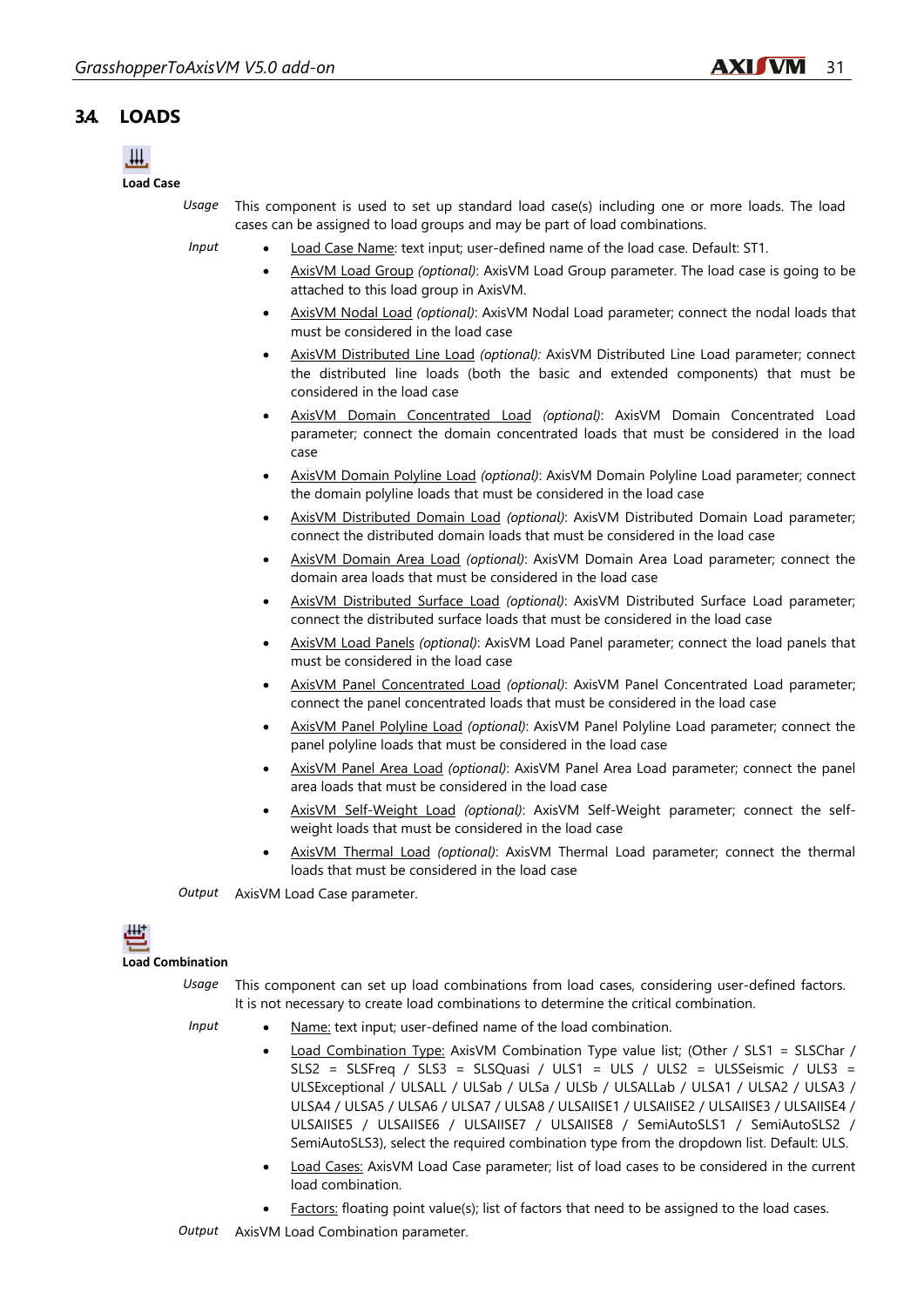## 3.4. LOADS

**Load Case**

*Usage* This component is used to set up standard load case(s) including one or more loads. The load cases can be assigned to load groups and may be part of load combinations.

*Input*

- Load Case Name: text input; user-defined name of the load case. Default: ST1.
- AxisVM Load Group *(optional)*: AxisVM Load Group parameter. The load case is going to be attached to this load group in AxisVM.
- AxisVM Nodal Load *(optional)*: AxisVM Nodal Load parameter; connect the nodal loads that must be considered in the load case
- AxisVM Distributed Line Load *(optional):* AxisVM Distributed Line Load parameter; connect the distributed line loads (both the basic and extended components) that must be considered in the load case
- AxisVM Domain Concentrated Load *(optional)*: AxisVM Domain Concentrated Load parameter; connect the domain concentrated loads that must be considered in the load case
- AxisVM Domain Polyline Load *(optional)*: AxisVM Domain Polyline Load parameter; connect the domain polyline loads that must be considered in the load case
- AxisVM Distributed Domain Load *(optional)*: AxisVM Distributed Domain Load parameter; connect the distributed domain loads that must be considered in the load case
- AxisVM Domain Area Load *(optional)*: AxisVM Domain Area Load parameter; connect the domain area loads that must be considered in the load case
- AxisVM Distributed Surface Load *(optional)*: AxisVM Distributed Surface Load parameter; connect the distributed surface loads that must be considered in the load case
- AxisVM Load Panels *(optional)*: AxisVM Load Panel parameter; connect the load panels that must be considered in the load case
- AxisVM Panel Concentrated Load *(optional)*: AxisVM Panel Concentrated Load parameter; connect the panel concentrated loads that must be considered in the load case
- AxisVM Panel Polyline Load *(optional)*: AxisVM Panel Polyline Load parameter; connect the panel polyline loads that must be considered in the load case
- AxisVM Panel Area Load *(optional)*: AxisVM Panel Area Load parameter; connect the panel area loads that must be considered in the load case
- AxisVM Self-Weight Load *(optional)*: AxisVM Self-Weight parameter; connect the self-weight loads that must be considered in the load case
- AxisVM Thermal Load *(optional)*: AxisVM Thermal Load parameter; connect the thermal loads that must be considered in the load case

*Output* AxisVM Load Case parameter.

**Load Combination**

*Usage* This component can set up load combinations from load cases, considering user-defined factors. It is not necessary to create load combinations to determine the critical combination.

*Input*

- Name: text input; user-defined name of the load combination.
- Load Combination Type: AxisVM Combination Type value list; (Other / SLS1 = SLSChar / SLS2 = SLSFreq / SLS3 = SLSQuasi / ULS1 = ULS / ULS2 = ULSSeismic / ULS3 = ULSExceptional / ULSALL / ULSab / ULSa / ULSb / ULSALLab / ULSA1 / ULSA2 / ULSA3 / ULSA4 / ULSA5 / ULSA6 / ULSA7 / ULSA8 / ULSAIISE1 / ULSAIISE2 / ULSAIISE3 / ULSAIISE4 / ULSAIISE5 / ULSAIISE6 / ULSAIISE7 / ULSAIISE8 / SemiAutoSLS1 / SemiAutoSLS2 / SemiAutoSLS3), select the required combination type from the dropdown list. Default: ULS.
- Load Cases: AxisVM Load Case parameter; list of load cases to be considered in the current load combination.
- Factors: floating point value(s); list of factors that need to be assigned to the load cases.

*Output* AxisVM Load Combination parameter.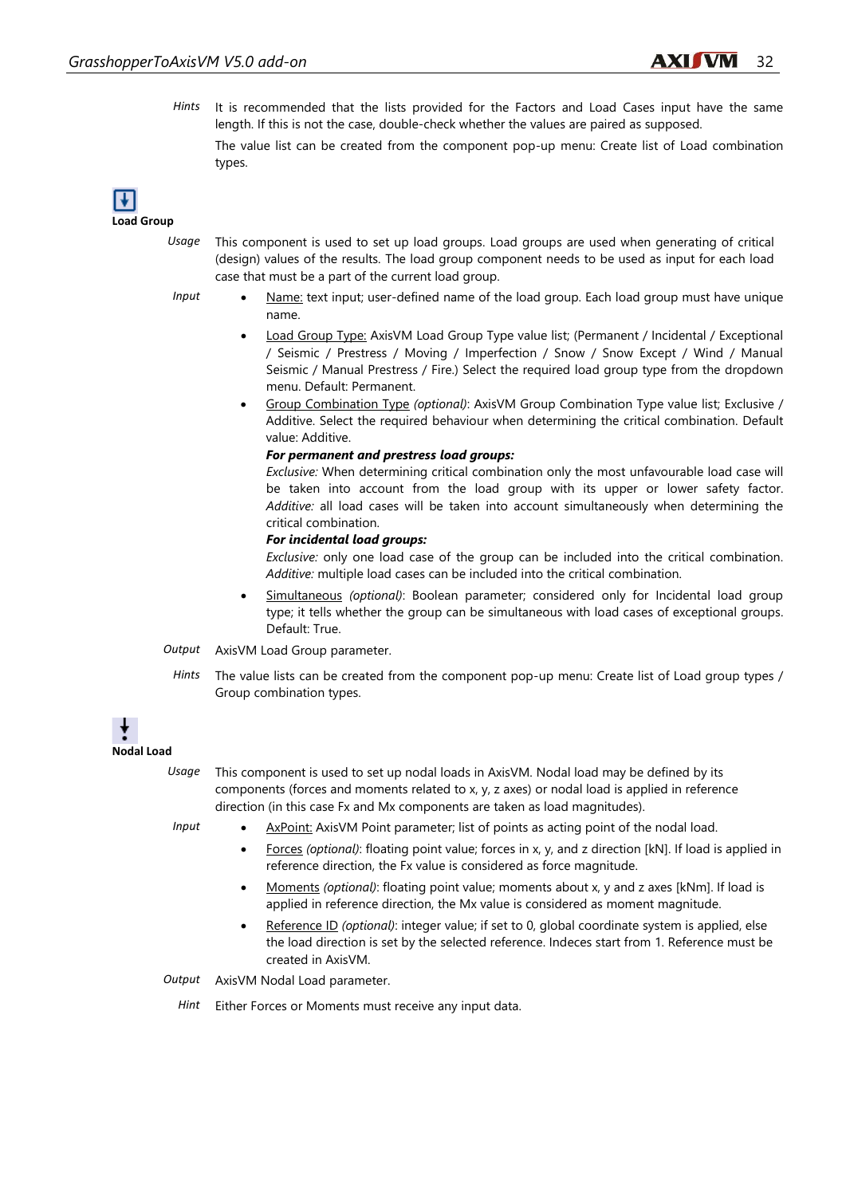*Hints* It is recommended that the lists provided for the Factors and Load Cases input have the same length. If this is not the case, double-check whether the values are paired as supposed.

The value list can be created from the component pop-up menu: Create list of Load combination types.

**Load Group**

*Usage* This component is used to set up load groups. Load groups are used when generating of critical (design) values of the results. The load group component needs to be used as input for each load case that must be a part of the current load group.

*Input*

- Name: text input; user-defined name of the load group. Each load group must have unique name.
- Load Group Type: AxisVM Load Group Type value list; (Permanent / Incidental / Exceptional / Seismic / Prestress / Moving / Imperfection / Snow / Snow Except / Wind / Manual Seismic / Manual Prestress / Fire.) Select the required load group type from the dropdown menu. Default: Permanent.
- Group Combination Type *(optional)*: AxisVM Group Combination Type value list; Exclusive / Additive. Select the required behaviour when determining the critical combination. Default value: Additive.

  ***For permanent and prestress load groups:***
  *Exclusive:* When determining critical combination only the most unfavourable load case will be taken into account from the load group with its upper or lower safety factor. *Additive:* all load cases will be taken into account simultaneously when determining the critical combination.

  ***For incidental load groups:***
  *Exclusive:* only one load case of the group can be included into the critical combination. *Additive:* multiple load cases can be included into the critical combination.
- Simultaneous *(optional)*: Boolean parameter; considered only for Incidental load group type; it tells whether the group can be simultaneous with load cases of exceptional groups. Default: True.

*Output* AxisVM Load Group parameter.

*Hints* The value lists can be created from the component pop-up menu: Create list of Load group types / Group combination types.

**Nodal Load**

*Usage* This component is used to set up nodal loads in AxisVM. Nodal load may be defined by its components (forces and moments related to x, y, z axes) or nodal load is applied in reference direction (in this case Fx and Mx components are taken as load magnitudes).

*Input*

- AxPoint: AxisVM Point parameter; list of points as acting point of the nodal load.
- Forces *(optional)*: floating point value; forces in x, y, and z direction [kN]. If load is applied in reference direction, the Fx value is considered as force magnitude.
- Moments *(optional)*: floating point value; moments about x, y and z axes [kNm]. If load is applied in reference direction, the Mx value is considered as moment magnitude.
- Reference ID *(optional)*: integer value; if set to 0, global coordinate system is applied, else the load direction is set by the selected reference. Indeces start from 1. Reference must be created in AxisVM.

*Output* AxisVM Nodal Load parameter.

*Hint* Either Forces or Moments must receive any input data.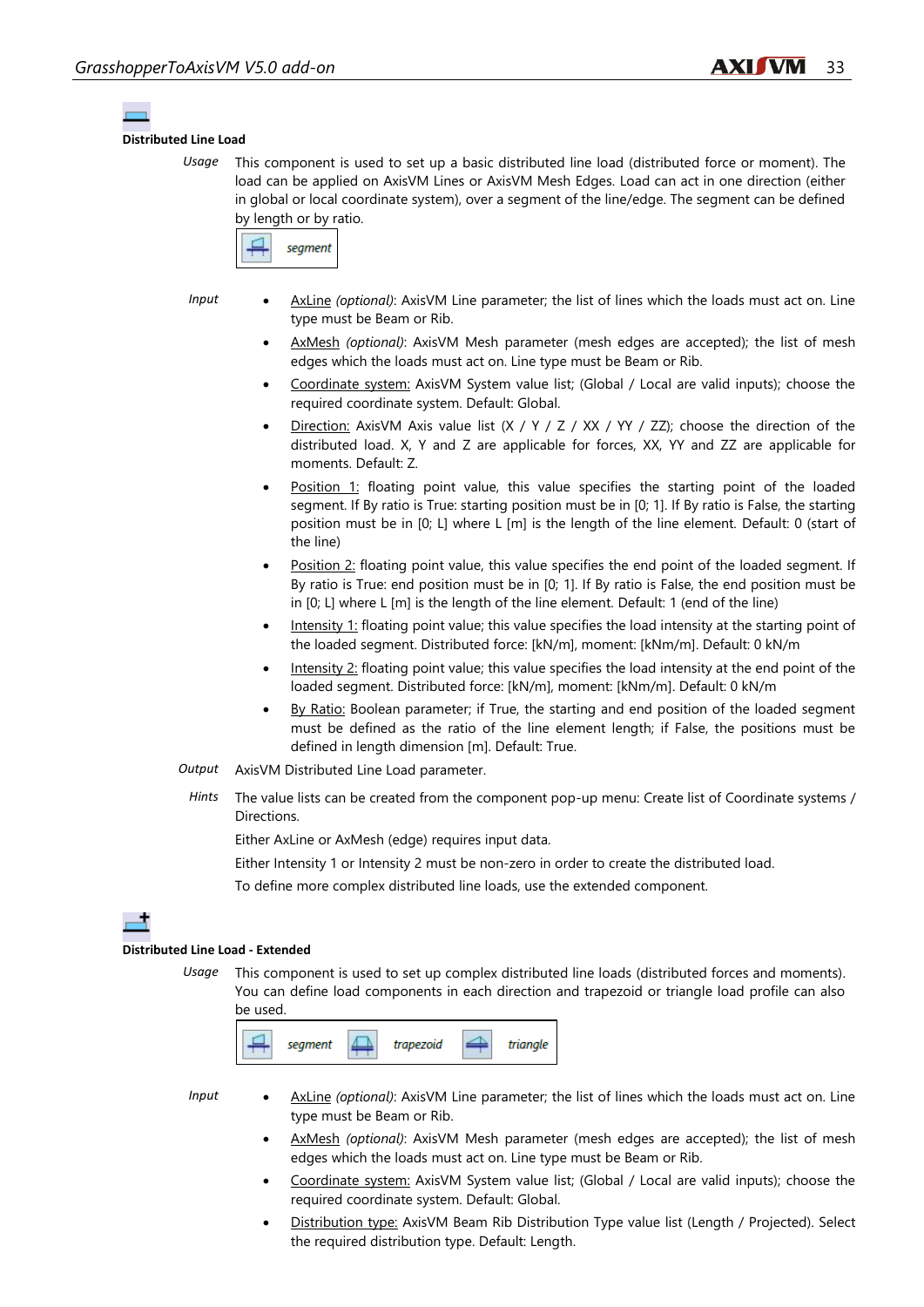### Distributed Line Load

*Usage* This component is used to set up a basic distributed line load (distributed force or moment). The load can be applied on AxisVM Lines or AxisVM Mesh Edges. Load can act in one direction (either in global or local coordinate system), over a segment of the line/edge. The segment can be defined by length or by ratio.

segment

*Input*

- AxLine *(optional)*: AxisVM Line parameter; the list of lines which the loads must act on. Line type must be Beam or Rib.
- AxMesh *(optional)*: AxisVM Mesh parameter (mesh edges are accepted); the list of mesh edges which the loads must act on. Line type must be Beam or Rib.
- Coordinate system: AxisVM System value list; (Global / Local are valid inputs); choose the required coordinate system. Default: Global.
- Direction: AxisVM Axis value list (X / Y / Z / XX / YY / ZZ); choose the direction of the distributed load. X, Y and Z are applicable for forces, XX, YY and ZZ are applicable for moments. Default: Z.
- Position 1: floating point value, this value specifies the starting point of the loaded segment. If By ratio is True: starting position must be in [0; 1]. If By ratio is False, the starting position must be in [0; L] where L [m] is the length of the line element. Default: 0 (start of the line)
- Position 2: floating point value, this value specifies the end point of the loaded segment. If By ratio is True: end position must be in [0; 1]. If By ratio is False, the end position must be in [0; L] where L [m] is the length of the line element. Default: 1 (end of the line)
- Intensity 1: floating point value; this value specifies the load intensity at the starting point of the loaded segment. Distributed force: [kN/m], moment: [kNm/m]. Default: 0 kN/m
- Intensity 2: floating point value; this value specifies the load intensity at the end point of the loaded segment. Distributed force: [kN/m], moment: [kNm/m]. Default: 0 kN/m
- By Ratio: Boolean parameter; if True, the starting and end position of the loaded segment must be defined as the ratio of the line element length; if False, the positions must be defined in length dimension [m]. Default: True.

*Output* AxisVM Distributed Line Load parameter.

*Hints* The value lists can be created from the component pop-up menu: Create list of Coordinate systems / Directions.

Either AxLine or AxMesh (edge) requires input data.

Either Intensity 1 or Intensity 2 must be non-zero in order to create the distributed load.

To define more complex distributed line loads, use the extended component.

### Distributed Line Load - Extended

*Usage* This component is used to set up complex distributed line loads (distributed forces and moments). You can define load components in each direction and trapezoid or triangle load profile can also be used.

segment trapezoid triangle

*Input*

- AxLine *(optional)*: AxisVM Line parameter; the list of lines which the loads must act on. Line type must be Beam or Rib.
- AxMesh *(optional)*: AxisVM Mesh parameter (mesh edges are accepted); the list of mesh edges which the loads must act on. Line type must be Beam or Rib.
- Coordinate system: AxisVM System value list; (Global / Local are valid inputs); choose the required coordinate system. Default: Global.
- Distribution type: AxisVM Beam Rib Distribution Type value list (Length / Projected). Select the required distribution type. Default: Length.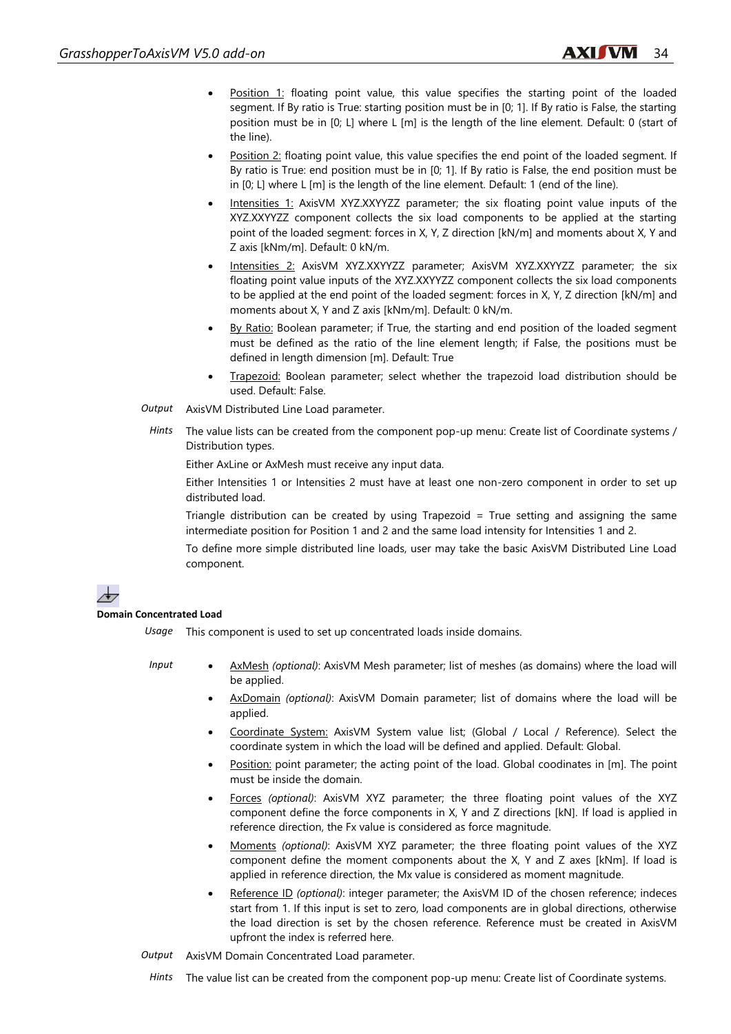- Position 1: floating point value, this value specifies the starting point of the loaded segment. If By ratio is True: starting position must be in [0; 1]. If By ratio is False, the starting position must be in [0; L] where L [m] is the length of the line element. Default: 0 (start of the line).
- Position 2: floating point value, this value specifies the end point of the loaded segment. If By ratio is True: end position must be in [0; 1]. If By ratio is False, the end position must be in [0; L] where L [m] is the length of the line element. Default: 1 (end of the line).
- Intensities 1: AxisVM XYZ.XXYYZZ parameter; the six floating point value inputs of the XYZ.XXYYZZ component collects the six load components to be applied at the starting point of the loaded segment: forces in X, Y, Z direction [kN/m] and moments about X, Y and Z axis [kNm/m]. Default: 0 kN/m.
- Intensities 2: AxisVM XYZ.XXYYZZ parameter; AxisVM XYZ.XXYYZZ parameter; the six floating point value inputs of the XYZ.XXYYZZ component collects the six load components to be applied at the end point of the loaded segment: forces in X, Y, Z direction [kN/m] and moments about X, Y and Z axis [kNm/m]. Default: 0 kN/m.
- By Ratio: Boolean parameter; if True, the starting and end position of the loaded segment must be defined as the ratio of the line element length; if False, the positions must be defined in length dimension [m]. Default: True
- Trapezoid: Boolean parameter; select whether the trapezoid load distribution should be used. Default: False.

*Output* AxisVM Distributed Line Load parameter.

*Hints* The value lists can be created from the component pop-up menu: Create list of Coordinate systems / Distribution types.

Either AxLine or AxMesh must receive any input data.

Either Intensities 1 or Intensities 2 must have at least one non-zero component in order to set up distributed load.

Triangle distribution can be created by using Trapezoid = True setting and assigning the same intermediate position for Position 1 and 2 and the same load intensity for Intensities 1 and 2.

To define more simple distributed line loads, user may take the basic AxisVM Distributed Line Load component.

**Domain Concentrated Load**

*Usage* This component is used to set up concentrated loads inside domains.

*Input*

- AxMesh *(optional)*: AxisVM Mesh parameter; list of meshes (as domains) where the load will be applied.
- AxDomain *(optional)*: AxisVM Domain parameter; list of domains where the load will be applied.
- Coordinate System: AxisVM System value list; (Global / Local / Reference). Select the coordinate system in which the load will be defined and applied. Default: Global.
- Position: point parameter; the acting point of the load. Global coodinates in [m]. The point must be inside the domain.
- Forces *(optional)*: AxisVM XYZ parameter; the three floating point values of the XYZ component define the force components in X, Y and Z directions [kN]. If load is applied in reference direction, the Fx value is considered as force magnitude.
- Moments *(optional)*: AxisVM XYZ parameter; the three floating point values of the XYZ component define the moment components about the X, Y and Z axes [kNm]. If load is applied in reference direction, the Mx value is considered as moment magnitude.
- Reference ID *(optional)*: integer parameter; the AxisVM ID of the chosen reference; indeces start from 1. If this input is set to zero, load components are in global directions, otherwise the load direction is set by the chosen reference. Reference must be created in AxisVM upfront the index is referred here.

*Output* AxisVM Domain Concentrated Load parameter.

*Hints* The value list can be created from the component pop-up menu: Create list of Coordinate systems.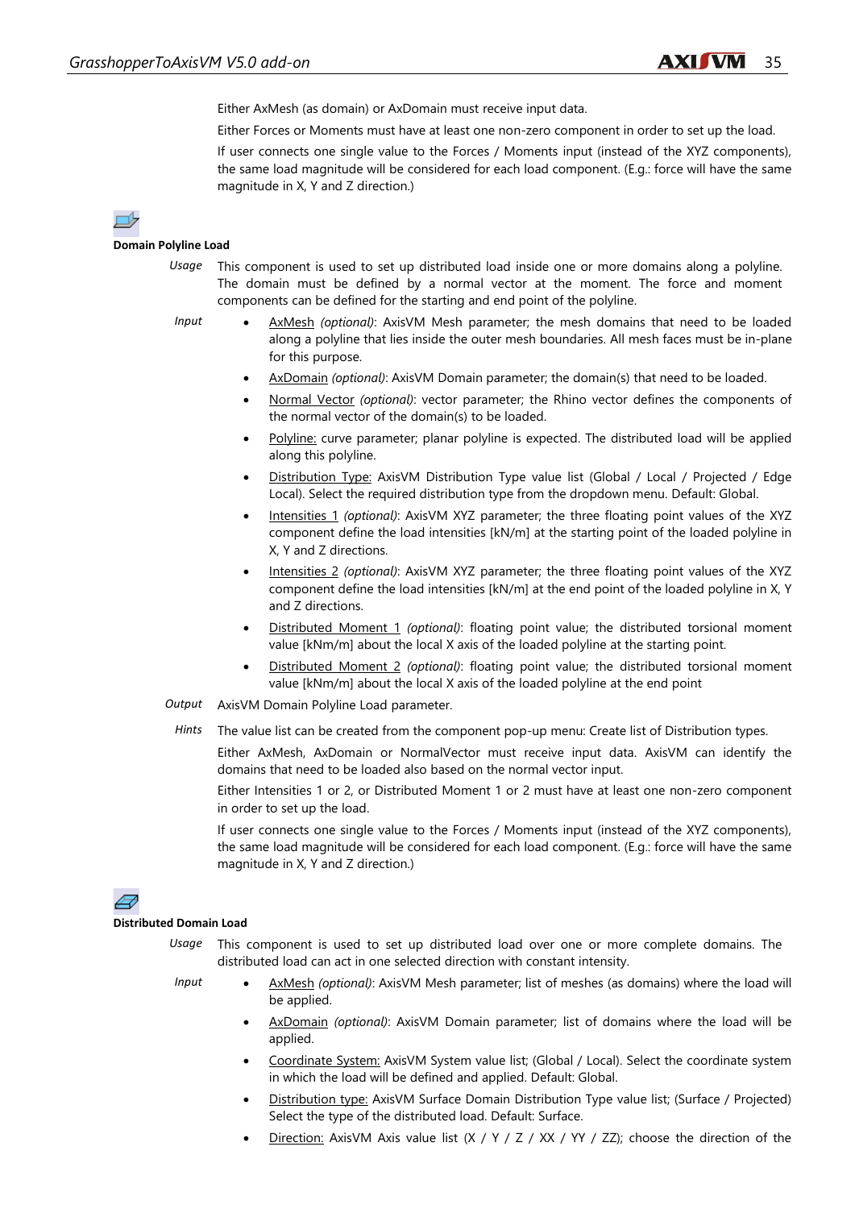Either AxMesh (as domain) or AxDomain must receive input data.

Either Forces or Moments must have at least one non-zero component in order to set up the load.

If user connects one single value to the Forces / Moments input (instead of the XYZ components), the same load magnitude will be considered for each load component. (E.g.: force will have the same magnitude in X, Y and Z direction.)

**Domain Polyline Load**

*Usage* This component is used to set up distributed load inside one or more domains along a polyline. The domain must be defined by a normal vector at the moment. The force and moment components can be defined for the starting and end point of the polyline.

*Input*

- AxMesh *(optional)*: AxisVM Mesh parameter; the mesh domains that need to be loaded along a polyline that lies inside the outer mesh boundaries. All mesh faces must be in-plane for this purpose.
- AxDomain *(optional)*: AxisVM Domain parameter; the domain(s) that need to be loaded.
- Normal Vector *(optional)*: vector parameter; the Rhino vector defines the components of the normal vector of the domain(s) to be loaded.
- Polyline: curve parameter; planar polyline is expected. The distributed load will be applied along this polyline.
- Distribution Type: AxisVM Distribution Type value list (Global / Local / Projected / Edge Local). Select the required distribution type from the dropdown menu. Default: Global.
- Intensities 1 *(optional)*: AxisVM XYZ parameter; the three floating point values of the XYZ component define the load intensities [kN/m] at the starting point of the loaded polyline in X, Y and Z directions.
- Intensities 2 *(optional)*: AxisVM XYZ parameter; the three floating point values of the XYZ component define the load intensities [kN/m] at the end point of the loaded polyline in X, Y and Z directions.
- Distributed Moment 1 *(optional)*: floating point value; the distributed torsional moment value [kNm/m] about the local X axis of the loaded polyline at the starting point.
- Distributed Moment 2 *(optional)*: floating point value; the distributed torsional moment value [kNm/m] about the local X axis of the loaded polyline at the end point

*Output* AxisVM Domain Polyline Load parameter.

*Hints* The value list can be created from the component pop-up menu: Create list of Distribution types.

Either AxMesh, AxDomain or NormalVector must receive input data. AxisVM can identify the domains that need to be loaded also based on the normal vector input.

Either Intensities 1 or 2, or Distributed Moment 1 or 2 must have at least one non-zero component in order to set up the load.

If user connects one single value to the Forces / Moments input (instead of the XYZ components), the same load magnitude will be considered for each load component. (E.g.: force will have the same magnitude in X, Y and Z direction.)

**Distributed Domain Load**

*Usage* This component is used to set up distributed load over one or more complete domains. The distributed load can act in one selected direction with constant intensity.

*Input*

- AxMesh *(optional)*: AxisVM Mesh parameter; list of meshes (as domains) where the load will be applied.
- AxDomain *(optional)*: AxisVM Domain parameter; list of domains where the load will be applied.
- Coordinate System: AxisVM System value list; (Global / Local). Select the coordinate system in which the load will be defined and applied. Default: Global.
- Distribution type: AxisVM Surface Domain Distribution Type value list; (Surface / Projected) Select the type of the distributed load. Default: Surface.
- Direction: AxisVM Axis value list (X / Y / Z / XX / YY / ZZ); choose the direction of the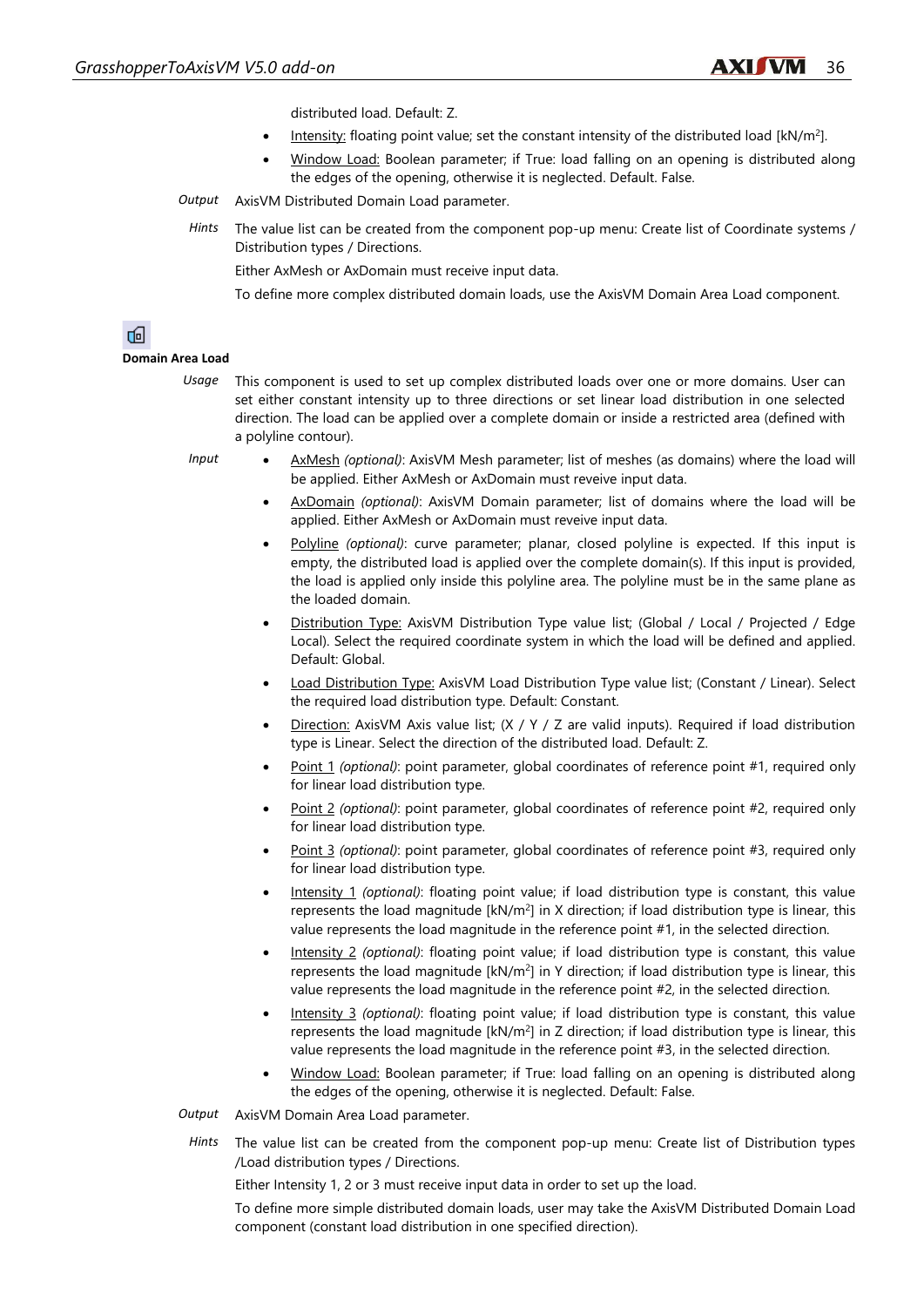distributed load. Default: Z.

- Intensity: floating point value; set the constant intensity of the distributed load [kN/m$^2$].
- Window Load: Boolean parameter; if True: load falling on an opening is distributed along the edges of the opening, otherwise it is neglected. Default. False.

*Output* AxisVM Distributed Domain Load parameter.

*Hints* The value list can be created from the component pop-up menu: Create list of Coordinate systems / Distribution types / Directions.

Either AxMesh or AxDomain must receive input data.

To define more complex distributed domain loads, use the AxisVM Domain Area Load component.

**Domain Area Load**

*Usage* This component is used to set up complex distributed loads over one or more domains. User can set either constant intensity up to three directions or set linear load distribution in one selected direction. The load can be applied over a complete domain or inside a restricted area (defined with a polyline contour).

*Input*

- AxMesh *(optional)*: AxisVM Mesh parameter; list of meshes (as domains) where the load will be applied. Either AxMesh or AxDomain must reveive input data.
- AxDomain *(optional)*: AxisVM Domain parameter; list of domains where the load will be applied. Either AxMesh or AxDomain must reveive input data.
- Polyline *(optional)*: curve parameter; planar, closed polyline is expected. If this input is empty, the distributed load is applied over the complete domain(s). If this input is provided, the load is applied only inside this polyline area. The polyline must be in the same plane as the loaded domain.
- Distribution Type: AxisVM Distribution Type value list; (Global / Local / Projected / Edge Local). Select the required coordinate system in which the load will be defined and applied. Default: Global.
- Load Distribution Type: AxisVM Load Distribution Type value list; (Constant / Linear). Select the required load distribution type. Default: Constant.
- Direction: AxisVM Axis value list; (X / Y / Z are valid inputs). Required if load distribution type is Linear. Select the direction of the distributed load. Default: Z.
- Point 1 *(optional)*: point parameter, global coordinates of reference point #1, required only for linear load distribution type.
- Point 2 *(optional)*: point parameter, global coordinates of reference point #2, required only for linear load distribution type.
- Point 3 *(optional)*: point parameter, global coordinates of reference point #3, required only for linear load distribution type.
- Intensity 1 *(optional)*: floating point value; if load distribution type is constant, this value represents the load magnitude [kN/m$^2$] in X direction; if load distribution type is linear, this value represents the load magnitude in the reference point #1, in the selected direction.
- Intensity 2 *(optional)*: floating point value; if load distribution type is constant, this value represents the load magnitude [kN/m$^2$] in Y direction; if load distribution type is linear, this value represents the load magnitude in the reference point #2, in the selected direction.
- Intensity 3 *(optional)*: floating point value; if load distribution type is constant, this value represents the load magnitude [kN/m$^2$] in Z direction; if load distribution type is linear, this value represents the load magnitude in the reference point #3, in the selected direction.
- Window Load: Boolean parameter; if True: load falling on an opening is distributed along the edges of the opening, otherwise it is neglected. Default: False.

*Output* AxisVM Domain Area Load parameter.

*Hints* The value list can be created from the component pop-up menu: Create list of Distribution types /Load distribution types / Directions.

Either Intensity 1, 2 or 3 must receive input data in order to set up the load.

To define more simple distributed domain loads, user may take the AxisVM Distributed Domain Load component (constant load distribution in one specified direction).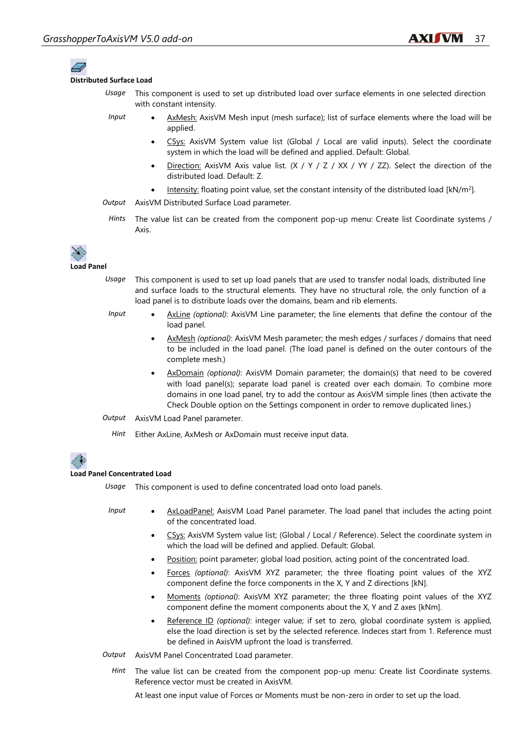**Distributed Surface Load**

*Usage* This component is used to set up distributed load over surface elements in one selected direction with constant intensity.

*Input*

- AxMesh: AxisVM Mesh input (mesh surface); list of surface elements where the load will be applied.
- CSys: AxisVM System value list (Global / Local are valid inputs). Select the coordinate system in which the load will be defined and applied. Default: Global.
- Direction: AxisVM Axis value list. (X / Y / Z / XX / YY / ZZ). Select the direction of the distributed load. Default: Z.
- Intensity: floating point value, set the constant intensity of the distributed load [kN/$m^2$].

*Output* AxisVM Distributed Surface Load parameter.

*Hints* The value list can be created from the component pop-up menu: Create list Coordinate systems / Axis.

**Load Panel**

*Usage* This component is used to set up load panels that are used to transfer nodal loads, distributed line and surface loads to the structural elements. They have no structural role, the only function of a load panel is to distribute loads over the domains, beam and rib elements.

*Input*

- AxLine *(optional)*: AxisVM Line parameter; the line elements that define the contour of the load panel.
- AxMesh *(optional)*: AxisVM Mesh parameter; the mesh edges / surfaces / domains that need to be included in the load panel. (The load panel is defined on the outer contours of the complete mesh.)
- AxDomain *(optional)*: AxisVM Domain parameter; the domain(s) that need to be covered with load panel(s); separate load panel is created over each domain. To combine more domains in one load panel, try to add the contour as AxisVM simple lines (then activate the Check Double option on the Settings component in order to remove duplicated lines.)

*Output* AxisVM Load Panel parameter.

*Hint* Either AxLine, AxMesh or AxDomain must receive input data.

**Load Panel Concentrated Load**

*Usage* This component is used to define concentrated load onto load panels.

*Input*

- AxLoadPanel: AxisVM Load Panel parameter. The load panel that includes the acting point of the concentrated load.
- CSys: AxisVM System value list; (Global / Local / Reference). Select the coordinate system in which the load will be defined and applied. Default: Global.
- Position: point parameter; global load position, acting point of the concentrated load.
- Forces *(optional)*: AxisVM XYZ parameter; the three floating point values of the XYZ component define the force components in the X, Y and Z directions [kN].
- Moments *(optional)*: AxisVM XYZ parameter; the three floating point values of the XYZ component define the moment components about the X, Y and Z axes [kNm].
- Reference ID *(optional)*: integer value; if set to zero, global coordinate system is applied, else the load direction is set by the selected reference. Indeces start from 1. Reference must be defined in AxisVM upfront the load is transferred.

*Output* AxisVM Panel Concentrated Load parameter.

*Hint* The value list can be created from the component pop-up menu: Create list Coordinate systems. Reference vector must be created in AxisVM.

At least one input value of Forces or Moments must be non-zero in order to set up the load.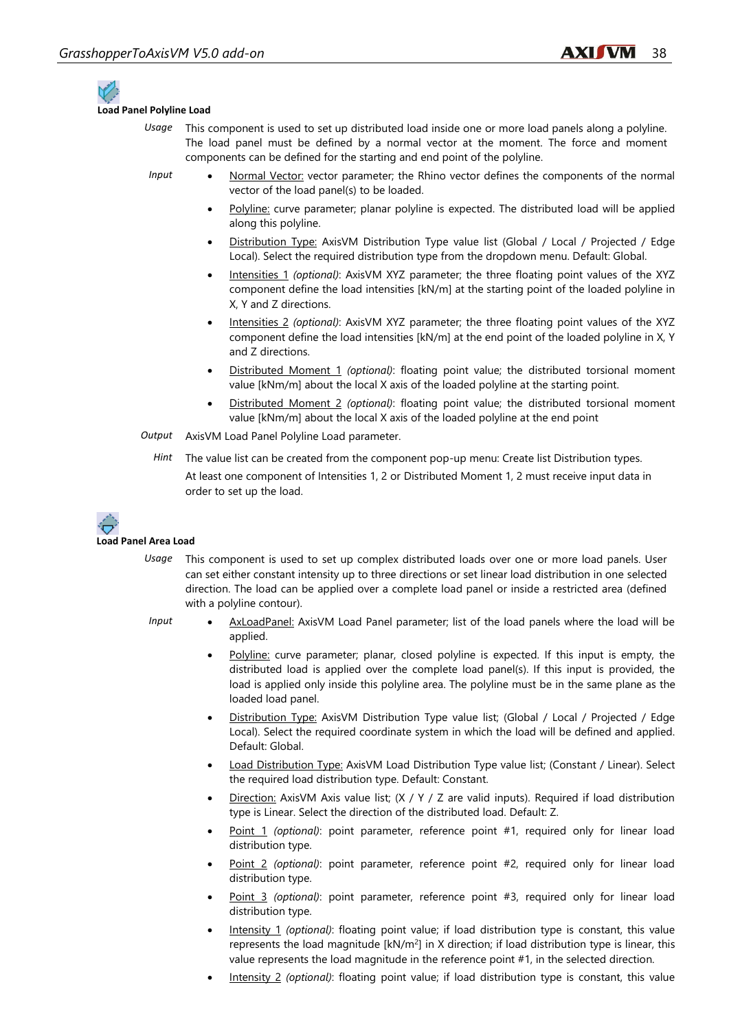**Load Panel Polyline Load**

*Usage* This component is used to set up distributed load inside one or more load panels along a polyline. The load panel must be defined by a normal vector at the moment. The force and moment components can be defined for the starting and end point of the polyline.

*Input*

- Normal Vector: vector parameter; the Rhino vector defines the components of the normal vector of the load panel(s) to be loaded.
- Polyline: curve parameter; planar polyline is expected. The distributed load will be applied along this polyline.
- Distribution Type: AxisVM Distribution Type value list (Global / Local / Projected / Edge Local). Select the required distribution type from the dropdown menu. Default: Global.
- Intensities 1 *(optional)*: AxisVM XYZ parameter; the three floating point values of the XYZ component define the load intensities [kN/m] at the starting point of the loaded polyline in X, Y and Z directions.
- Intensities 2 *(optional)*: AxisVM XYZ parameter; the three floating point values of the XYZ component define the load intensities [kN/m] at the end point of the loaded polyline in X, Y and Z directions.
- Distributed Moment 1 *(optional)*: floating point value; the distributed torsional moment value [kNm/m] about the local X axis of the loaded polyline at the starting point.
- Distributed Moment 2 *(optional)*: floating point value; the distributed torsional moment value [kNm/m] about the local X axis of the loaded polyline at the end point

*Output* AxisVM Load Panel Polyline Load parameter.

*Hint* The value list can be created from the component pop-up menu: Create list Distribution types.

At least one component of Intensities 1, 2 or Distributed Moment 1, 2 must receive input data in order to set up the load.

**Load Panel Area Load**

*Usage* This component is used to set up complex distributed loads over one or more load panels. User can set either constant intensity up to three directions or set linear load distribution in one selected direction. The load can be applied over a complete load panel or inside a restricted area (defined with a polyline contour).

*Input*

- AxLoadPanel: AxisVM Load Panel parameter; list of the load panels where the load will be applied.
- Polyline: curve parameter; planar, closed polyline is expected. If this input is empty, the distributed load is applied over the complete load panel(s). If this input is provided, the load is applied only inside this polyline area. The polyline must be in the same plane as the loaded load panel.
- Distribution Type: AxisVM Distribution Type value list; (Global / Local / Projected / Edge Local). Select the required coordinate system in which the load will be defined and applied. Default: Global.
- Load Distribution Type: AxisVM Load Distribution Type value list; (Constant / Linear). Select the required load distribution type. Default: Constant.
- Direction: AxisVM Axis value list; (X / Y / Z are valid inputs). Required if load distribution type is Linear. Select the direction of the distributed load. Default: Z.
- Point 1 *(optional)*: point parameter, reference point #1, required only for linear load distribution type.
- Point 2 *(optional)*: point parameter, reference point #2, required only for linear load distribution type.
- Point 3 *(optional)*: point parameter, reference point #3, required only for linear load distribution type.
- Intensity 1 *(optional)*: floating point value; if load distribution type is constant, this value represents the load magnitude [kN/m$^2$] in X direction; if load distribution type is linear, this value represents the load magnitude in the reference point #1, in the selected direction.
- Intensity 2 *(optional)*: floating point value; if load distribution type is constant, this value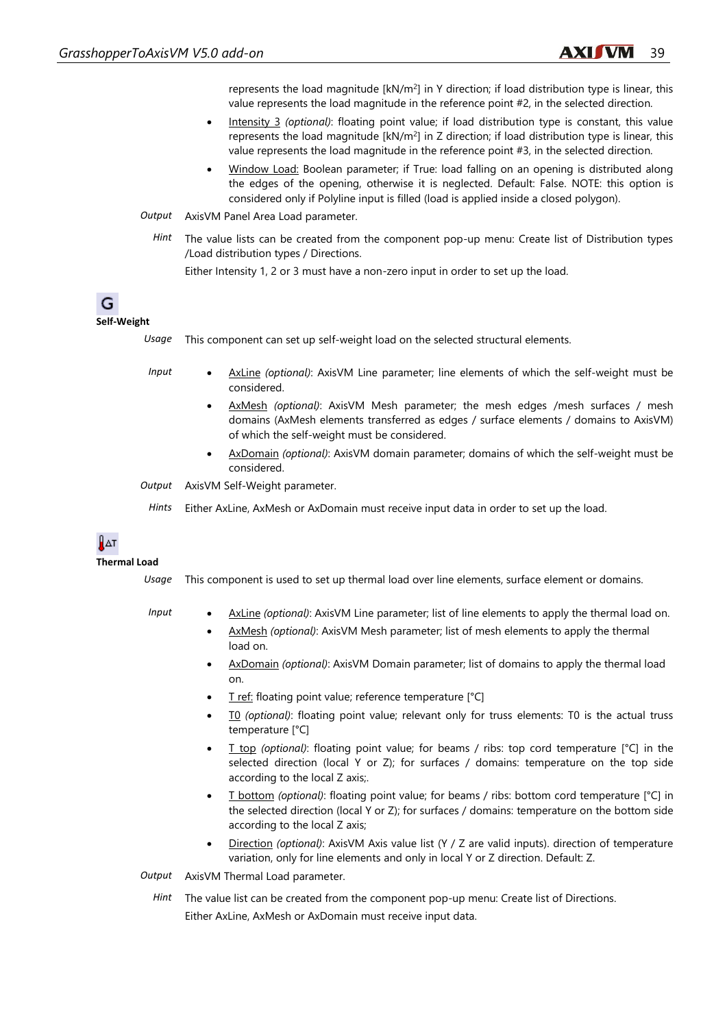represents the load magnitude [kN/m²] in Y direction; if load distribution type is linear, this value represents the load magnitude in the reference point #2, in the selected direction.

- Intensity 3 *(optional)*: floating point value; if load distribution type is constant, this value represents the load magnitude [kN/m²] in Z direction; if load distribution type is linear, this value represents the load magnitude in the reference point #3, in the selected direction.
- Window Load: Boolean parameter; if True: load falling on an opening is distributed along the edges of the opening, otherwise it is neglected. Default: False. NOTE: this option is considered only if Polyline input is filled (load is applied inside a closed polygon).

*Output* AxisVM Panel Area Load parameter.

*Hint* The value lists can be created from the component pop-up menu: Create list of Distribution types /Load distribution types / Directions.

Either Intensity 1, 2 or 3 must have a non-zero input in order to set up the load.

### Self-Weight

*Usage* This component can set up self-weight load on the selected structural elements.

*Input*

- AxLine *(optional)*: AxisVM Line parameter; line elements of which the self-weight must be considered.
- AxMesh *(optional)*: AxisVM Mesh parameter; the mesh edges /mesh surfaces / mesh domains (AxMesh elements transferred as edges / surface elements / domains to AxisVM) of which the self-weight must be considered.
- AxDomain *(optional)*: AxisVM domain parameter; domains of which the self-weight must be considered.

*Output* AxisVM Self-Weight parameter.

*Hints* Either AxLine, AxMesh or AxDomain must receive input data in order to set up the load.

### Thermal Load

*Usage* This component is used to set up thermal load over line elements, surface element or domains.

*Input*

- AxLine *(optional)*: AxisVM Line parameter; list of line elements to apply the thermal load on.
- AxMesh *(optional)*: AxisVM Mesh parameter; list of mesh elements to apply the thermal load on.
- AxDomain *(optional)*: AxisVM Domain parameter; list of domains to apply the thermal load on.
- T ref: floating point value; reference temperature [°C]
- T0 *(optional)*: floating point value; relevant only for truss elements: T0 is the actual truss temperature [°C]
- T top *(optional)*: floating point value; for beams / ribs: top cord temperature [°C] in the selected direction (local Y or Z); for surfaces / domains: temperature on the top side according to the local Z axis;.
- T bottom *(optional)*: floating point value; for beams / ribs: bottom cord temperature [°C] in the selected direction (local Y or Z); for surfaces / domains: temperature on the bottom side according to the local Z axis;
- Direction *(optional)*: AxisVM Axis value list (Y / Z are valid inputs). direction of temperature variation, only for line elements and only in local Y or Z direction. Default: Z.

*Output* AxisVM Thermal Load parameter.

*Hint* The value list can be created from the component pop-up menu: Create list of Directions.

Either AxLine, AxMesh or AxDomain must receive input data.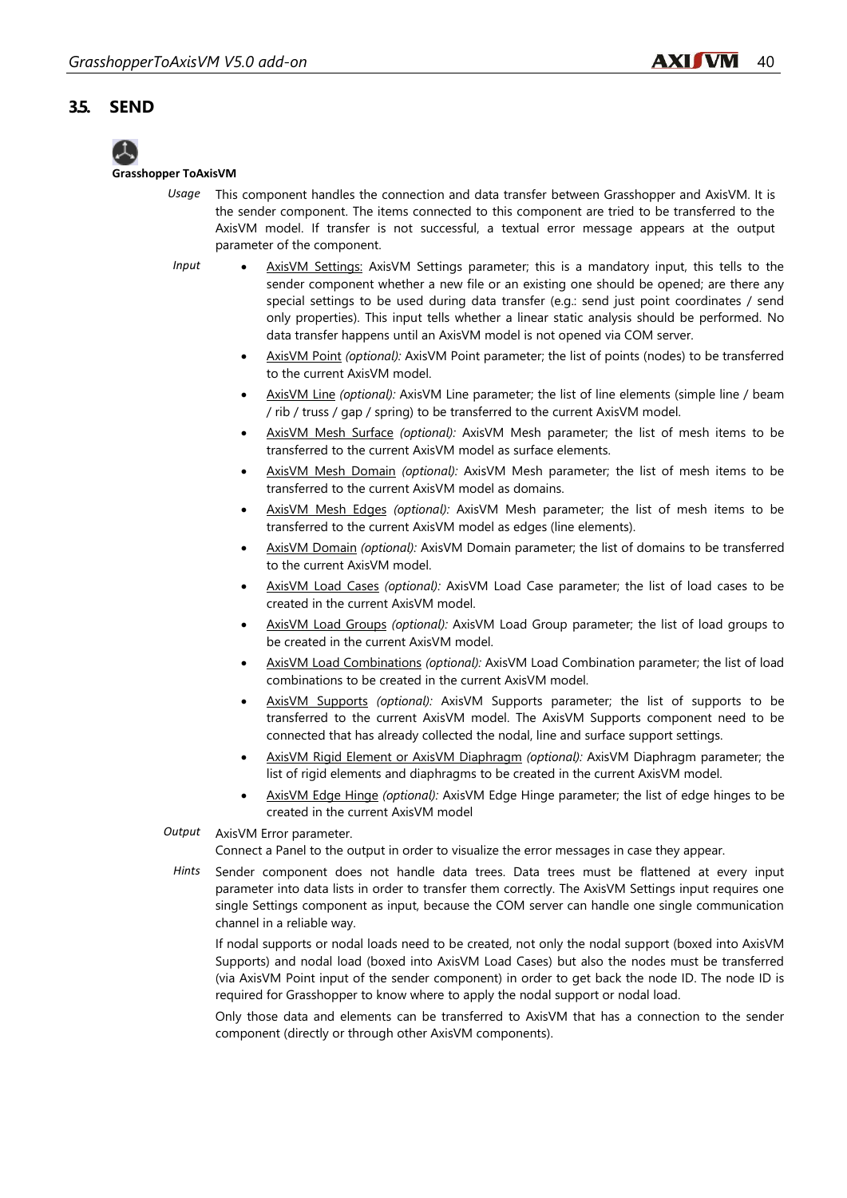## 3.5. SEND

**Grasshopper ToAxisVM**

*Usage* This component handles the connection and data transfer between Grasshopper and AxisVM. It is the sender component. The items connected to this component are tried to be transferred to the AxisVM model. If transfer is not successful, a textual error message appears at the output parameter of the component.

*Input*

- AxisVM Settings: AxisVM Settings parameter; this is a mandatory input, this tells to the sender component whether a new file or an existing one should be opened; are there any special settings to be used during data transfer (e.g.: send just point coordinates / send only properties). This input tells whether a linear static analysis should be performed. No data transfer happens until an AxisVM model is not opened via COM server.
- AxisVM Point *(optional):* AxisVM Point parameter; the list of points (nodes) to be transferred to the current AxisVM model.
- AxisVM Line *(optional):* AxisVM Line parameter; the list of line elements (simple line / beam / rib / truss / gap / spring) to be transferred to the current AxisVM model.
- AxisVM Mesh Surface *(optional):* AxisVM Mesh parameter; the list of mesh items to be transferred to the current AxisVM model as surface elements.
- AxisVM Mesh Domain *(optional):* AxisVM Mesh parameter; the list of mesh items to be transferred to the current AxisVM model as domains.
- AxisVM Mesh Edges *(optional):* AxisVM Mesh parameter; the list of mesh items to be transferred to the current AxisVM model as edges (line elements).
- AxisVM Domain *(optional):* AxisVM Domain parameter; the list of domains to be transferred to the current AxisVM model.
- AxisVM Load Cases *(optional):* AxisVM Load Case parameter; the list of load cases to be created in the current AxisVM model.
- AxisVM Load Groups *(optional):* AxisVM Load Group parameter; the list of load groups to be created in the current AxisVM model.
- AxisVM Load Combinations *(optional):* AxisVM Load Combination parameter; the list of load combinations to be created in the current AxisVM model.
- AxisVM Supports *(optional):* AxisVM Supports parameter; the list of supports to be transferred to the current AxisVM model. The AxisVM Supports component need to be connected that has already collected the nodal, line and surface support settings.
- AxisVM Rigid Element or AxisVM Diaphragm *(optional):* AxisVM Diaphragm parameter; the list of rigid elements and diaphragms to be created in the current AxisVM model.
- AxisVM Edge Hinge *(optional):* AxisVM Edge Hinge parameter; the list of edge hinges to be created in the current AxisVM model

*Output* AxisVM Error parameter.
Connect a Panel to the output in order to visualize the error messages in case they appear.

*Hints* Sender component does not handle data trees. Data trees must be flattened at every input parameter into data lists in order to transfer them correctly. The AxisVM Settings input requires one single Settings component as input, because the COM server can handle one single communication channel in a reliable way.

If nodal supports or nodal loads need to be created, not only the nodal support (boxed into AxisVM Supports) and nodal load (boxed into AxisVM Load Cases) but also the nodes must be transferred (via AxisVM Point input of the sender component) in order to get back the node ID. The node ID is required for Grasshopper to know where to apply the nodal support or nodal load.

Only those data and elements can be transferred to AxisVM that has a connection to the sender component (directly or through other AxisVM components).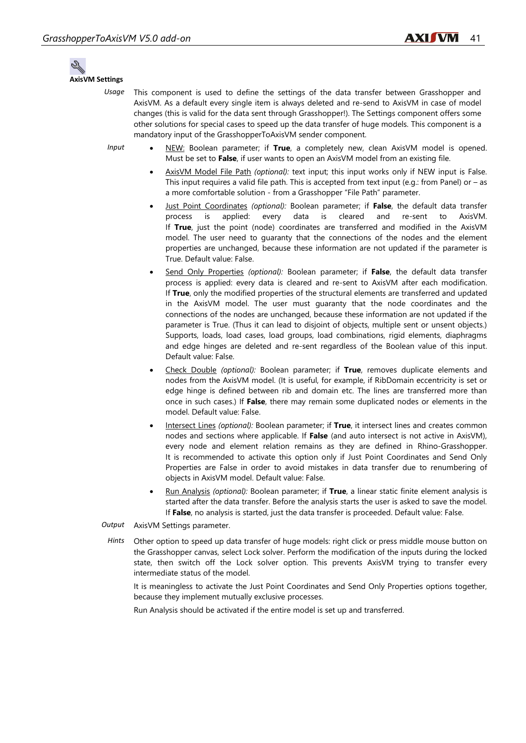**AxisVM Settings**

*Usage* This component is used to define the settings of the data transfer between Grasshopper and AxisVM. As a default every single item is always deleted and re-send to AxisVM in case of model changes (this is valid for the data sent through Grasshopper!). The Settings component offers some other solutions for special cases to speed up the data transfer of huge models. This component is a mandatory input of the GrasshopperToAxisVM sender component.

*Input*

- NEW: Boolean parameter; if **True**, a completely new, clean AxisVM model is opened. Must be set to **False**, if user wants to open an AxisVM model from an existing file.
- AxisVM Model File Path *(optional):* text input; this input works only if NEW input is False. This input requires a valid file path. This is accepted from text input (e.g.: from Panel) or – as a more comfortable solution - from a Grasshopper "File Path" parameter.
- Just Point Coordinates *(optional):* Boolean parameter; if **False**, the default data transfer process is applied: every data is cleared and re-sent to AxisVM. If **True**, just the point (node) coordinates are transferred and modified in the AxisVM model. The user need to guaranty that the connections of the nodes and the element properties are unchanged, because these information are not updated if the parameter is True. Default value: False.
- Send Only Properties *(optional):* Boolean parameter; if **False**, the default data transfer process is applied: every data is cleared and re-sent to AxisVM after each modification. If **True**, only the modified properties of the structural elements are transferred and updated in the AxisVM model. The user must guaranty that the node coordinates and the connections of the nodes are unchanged, because these information are not updated if the parameter is True. (Thus it can lead to disjoint of objects, multiple sent or unsent objects.) Supports, loads, load cases, load groups, load combinations, rigid elements, diaphragms and edge hinges are deleted and re-sent regardless of the Boolean value of this input. Default value: False.
- Check Double *(optional):* Boolean parameter; if **True**, removes duplicate elements and nodes from the AxisVM model. (It is useful, for example, if RibDomain eccentricity is set or edge hinge is defined between rib and domain etc. The lines are transferred more than once in such cases.) If **False**, there may remain some duplicated nodes or elements in the model. Default value: False.
- Intersect Lines *(optional):* Boolean parameter; if **True**, it intersect lines and creates common nodes and sections where applicable. If **False** (and auto intersect is not active in AxisVM), every node and element relation remains as they are defined in Rhino-Grasshopper. It is recommended to activate this option only if Just Point Coordinates and Send Only Properties are False in order to avoid mistakes in data transfer due to renumbering of objects in AxisVM model. Default value: False.
- Run Analysis *(optional):* Boolean parameter; if **True**, a linear static finite element analysis is started after the data transfer. Before the analysis starts the user is asked to save the model. If **False**, no analysis is started, just the data transfer is proceeded. Default value: False.

*Output* AxisVM Settings parameter.

*Hints* Other option to speed up data transfer of huge models: right click or press middle mouse button on the Grasshopper canvas, select Lock solver. Perform the modification of the inputs during the locked state, then switch off the Lock solver option. This prevents AxisVM trying to transfer every intermediate status of the model.

It is meaningless to activate the Just Point Coordinates and Send Only Properties options together, because they implement mutually exclusive processes.

Run Analysis should be activated if the entire model is set up and transferred.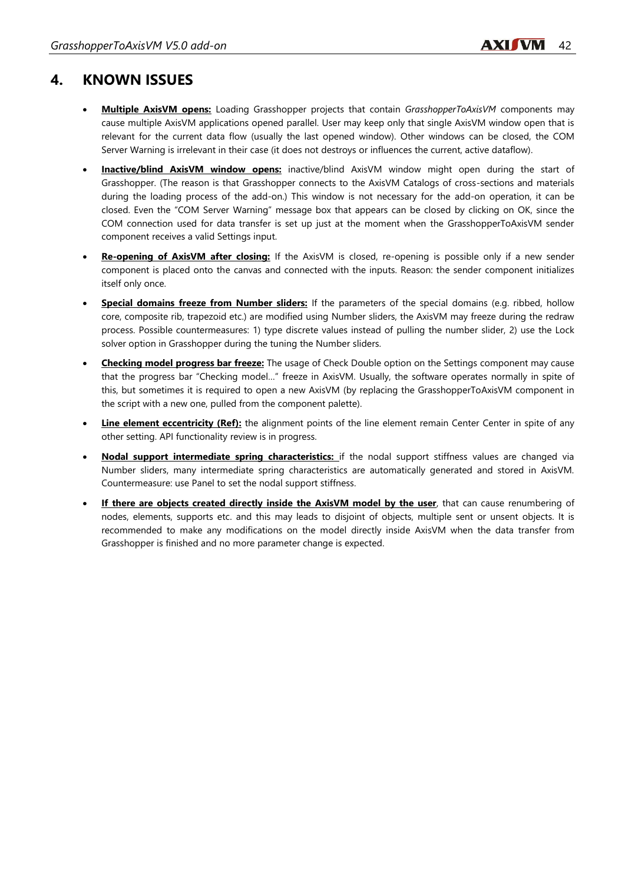# 4. KNOWN ISSUES

- **Multiple AxisVM opens:** Loading Grasshopper projects that contain *GrasshopperToAxisVM* components may cause multiple AxisVM applications opened parallel. User may keep only that single AxisVM window open that is relevant for the current data flow (usually the last opened window). Other windows can be closed, the COM Server Warning is irrelevant in their case (it does not destroys or influences the current, active dataflow).
- **Inactive/blind AxisVM window opens:** inactive/blind AxisVM window might open during the start of Grasshopper. (The reason is that Grasshopper connects to the AxisVM Catalogs of cross-sections and materials during the loading process of the add-on.) This window is not necessary for the add-on operation, it can be closed. Even the "COM Server Warning" message box that appears can be closed by clicking on OK, since the COM connection used for data transfer is set up just at the moment when the GrasshopperToAxisVM sender component receives a valid Settings input.
- **Re-opening of AxisVM after closing:** If the AxisVM is closed, re-opening is possible only if a new sender component is placed onto the canvas and connected with the inputs. Reason: the sender component initializes itself only once.
- **Special domains freeze from Number sliders:** If the parameters of the special domains (e.g. ribbed, hollow core, composite rib, trapezoid etc.) are modified using Number sliders, the AxisVM may freeze during the redraw process. Possible countermeasures: 1) type discrete values instead of pulling the number slider, 2) use the Lock solver option in Grasshopper during the tuning the Number sliders.
- **Checking model progress bar freeze:** The usage of Check Double option on the Settings component may cause that the progress bar "Checking model…" freeze in AxisVM. Usually, the software operates normally in spite of this, but sometimes it is required to open a new AxisVM (by replacing the GrasshopperToAxisVM component in the script with a new one, pulled from the component palette).
- **Line element eccentricity (Ref):** the alignment points of the line element remain Center Center in spite of any other setting. API functionality review is in progress.
- **Nodal support intermediate spring characteristics:** if the nodal support stiffness values are changed via Number sliders, many intermediate spring characteristics are automatically generated and stored in AxisVM. Countermeasure: use Panel to set the nodal support stiffness.
- **If there are objects created directly inside the AxisVM model by the user**, that can cause renumbering of nodes, elements, supports etc. and this may leads to disjoint of objects, multiple sent or unsent objects. It is recommended to make any modifications on the model directly inside AxisVM when the data transfer from Grasshopper is finished and no more parameter change is expected.